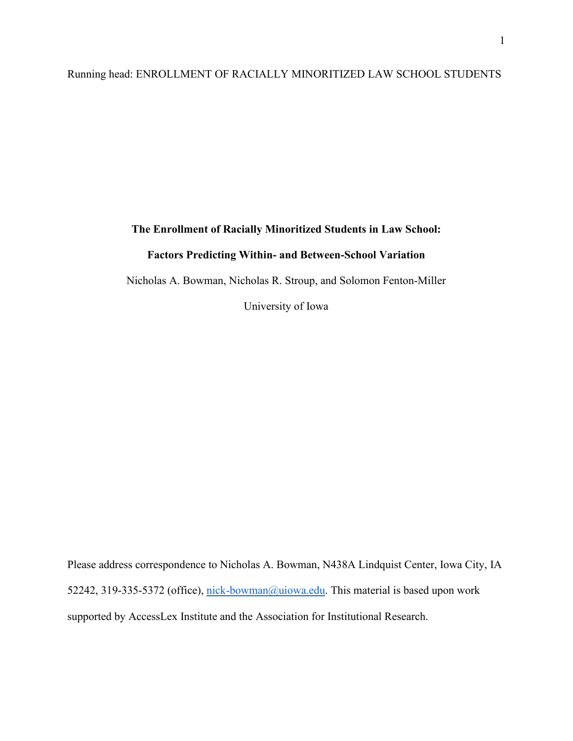# The Enrollment of Racially Minoritized Students in Law School: Factors Predicting Within- and Between-School Variation

Nicholas A. Bowman, Nicholas R. Stroup, and Solomon Fenton-Miller

University of Iowa

Please address correspondence to Nicholas A. Bowman, N438A Lindquist Center, Iowa City, IA 52242, 319-335-5372 (office), nick-bowman@uiowa.edu. This material is based upon work supported by AccessLex Institute and the Association for Institutional Research.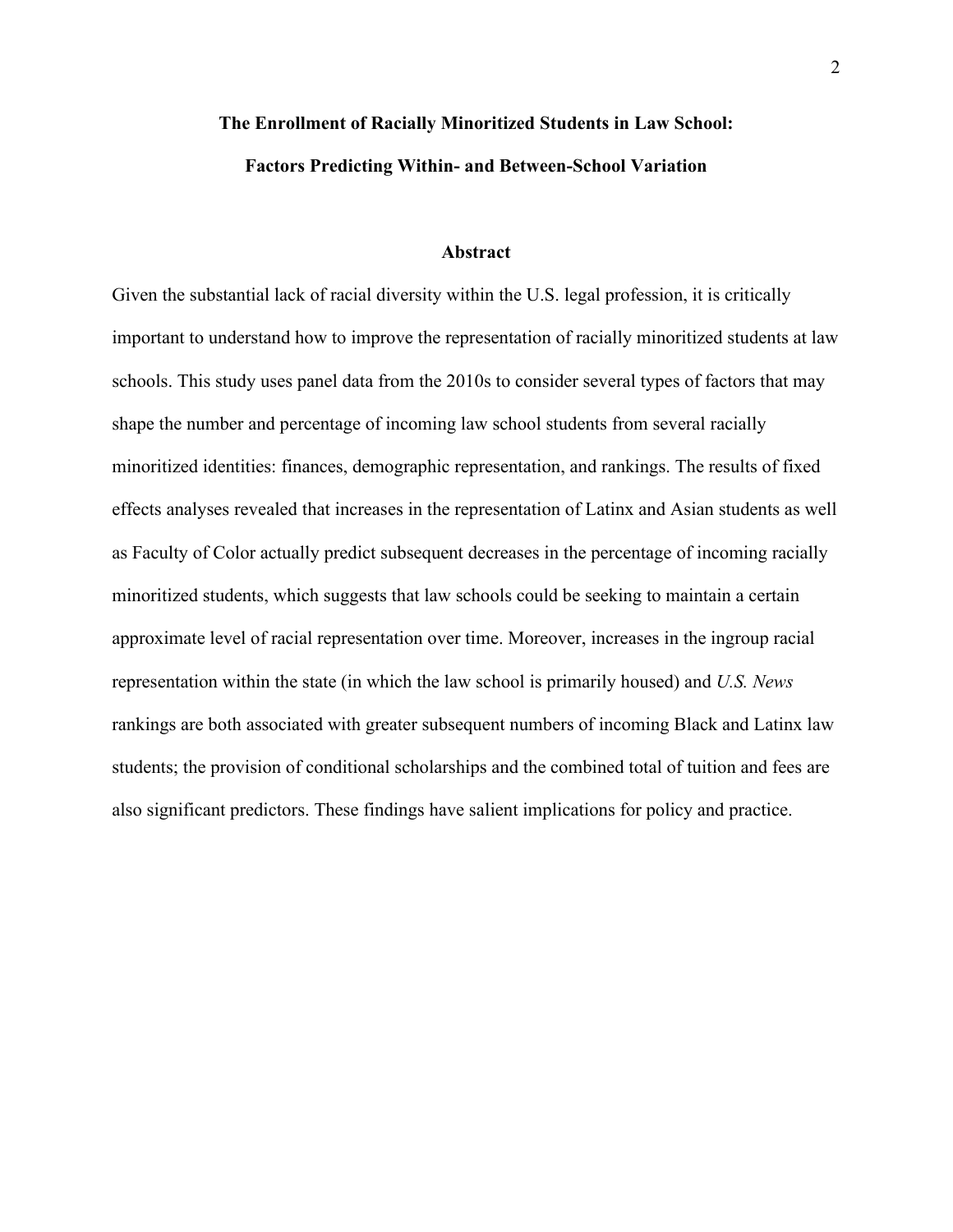# The Enrollment of Racially Minoritized Students in Law School: Factors Predicting Within- and Between-School Variation

## Abstract

Given the substantial lack of racial diversity within the U.S. legal profession, it is critically important to understand how to improve the representation of racially minoritized students at law schools. This study uses panel data from the 2010s to consider several types of factors that may shape the number and percentage of incoming law school students from several racially minoritized identities: finances, demographic representation, and rankings. The results of fixed effects analyses revealed that increases in the representation of Latinx and Asian students as well as Faculty of Color actually predict subsequent decreases in the percentage of incoming racially minoritized students, which suggests that law schools could be seeking to maintain a certain approximate level of racial representation over time. Moreover, increases in the ingroup racial representation within the state (in which the law school is primarily housed) and *U.S. News* rankings are both associated with greater subsequent numbers of incoming Black and Latinx law students; the provision of conditional scholarships and the combined total of tuition and fees are also significant predictors. These findings have salient implications for policy and practice.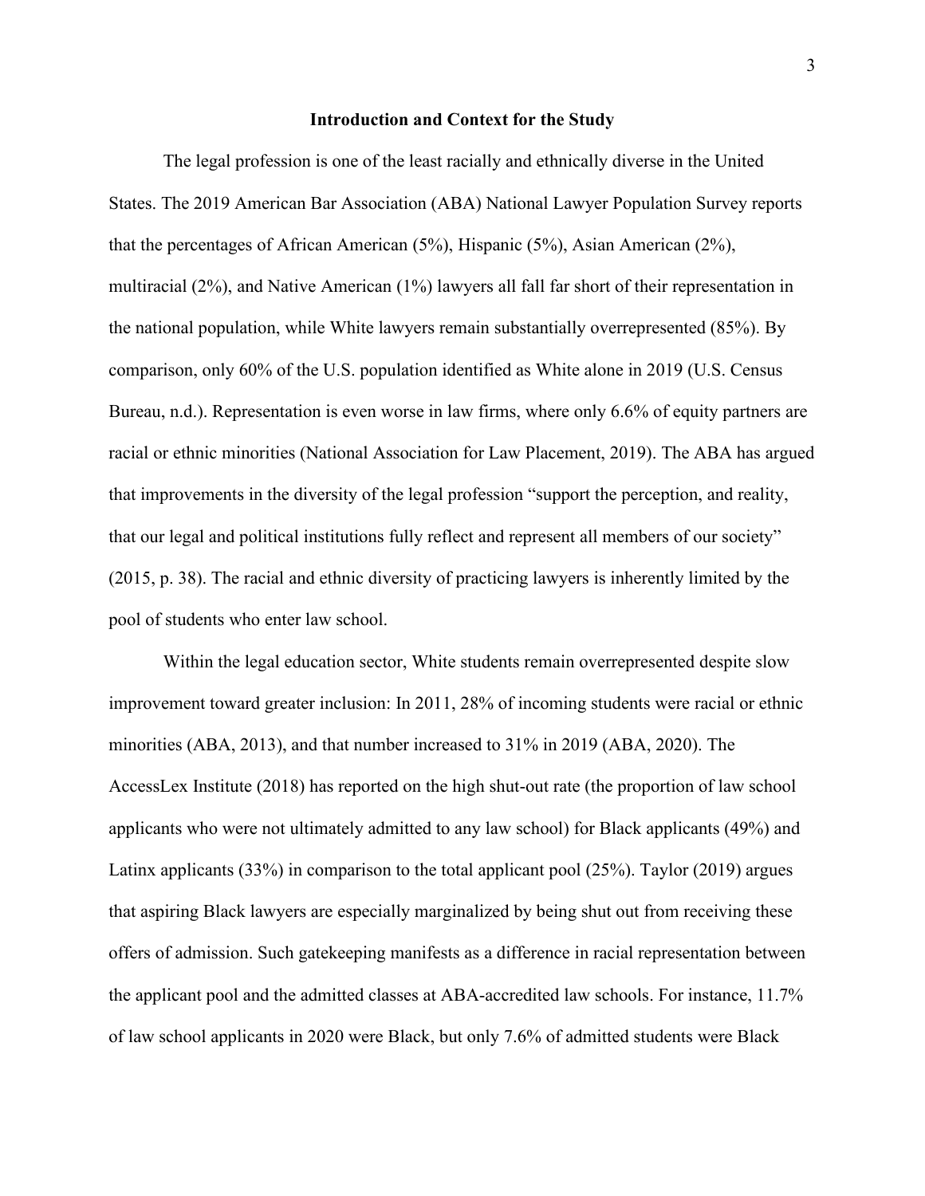## Introduction and Context for the Study

The legal profession is one of the least racially and ethnically diverse in the United States. The 2019 American Bar Association (ABA) National Lawyer Population Survey reports that the percentages of African American (5%), Hispanic (5%), Asian American (2%), multiracial (2%), and Native American (1%) lawyers all fall far short of their representation in the national population, while White lawyers remain substantially overrepresented (85%). By comparison, only 60% of the U.S. population identified as White alone in 2019 (U.S. Census Bureau, n.d.). Representation is even worse in law firms, where only 6.6% of equity partners are racial or ethnic minorities (National Association for Law Placement, 2019). The ABA has argued that improvements in the diversity of the legal profession "support the perception, and reality, that our legal and political institutions fully reflect and represent all members of our society" (2015, p. 38). The racial and ethnic diversity of practicing lawyers is inherently limited by the pool of students who enter law school.

Within the legal education sector, White students remain overrepresented despite slow improvement toward greater inclusion: In 2011, 28% of incoming students were racial or ethnic minorities (ABA, 2013), and that number increased to 31% in 2019 (ABA, 2020). The AccessLex Institute (2018) has reported on the high shut-out rate (the proportion of law school applicants who were not ultimately admitted to any law school) for Black applicants (49%) and Latinx applicants (33%) in comparison to the total applicant pool (25%). Taylor (2019) argues that aspiring Black lawyers are especially marginalized by being shut out from receiving these offers of admission. Such gatekeeping manifests as a difference in racial representation between the applicant pool and the admitted classes at ABA-accredited law schools. For instance, 11.7% of law school applicants in 2020 were Black, but only 7.6% of admitted students were Black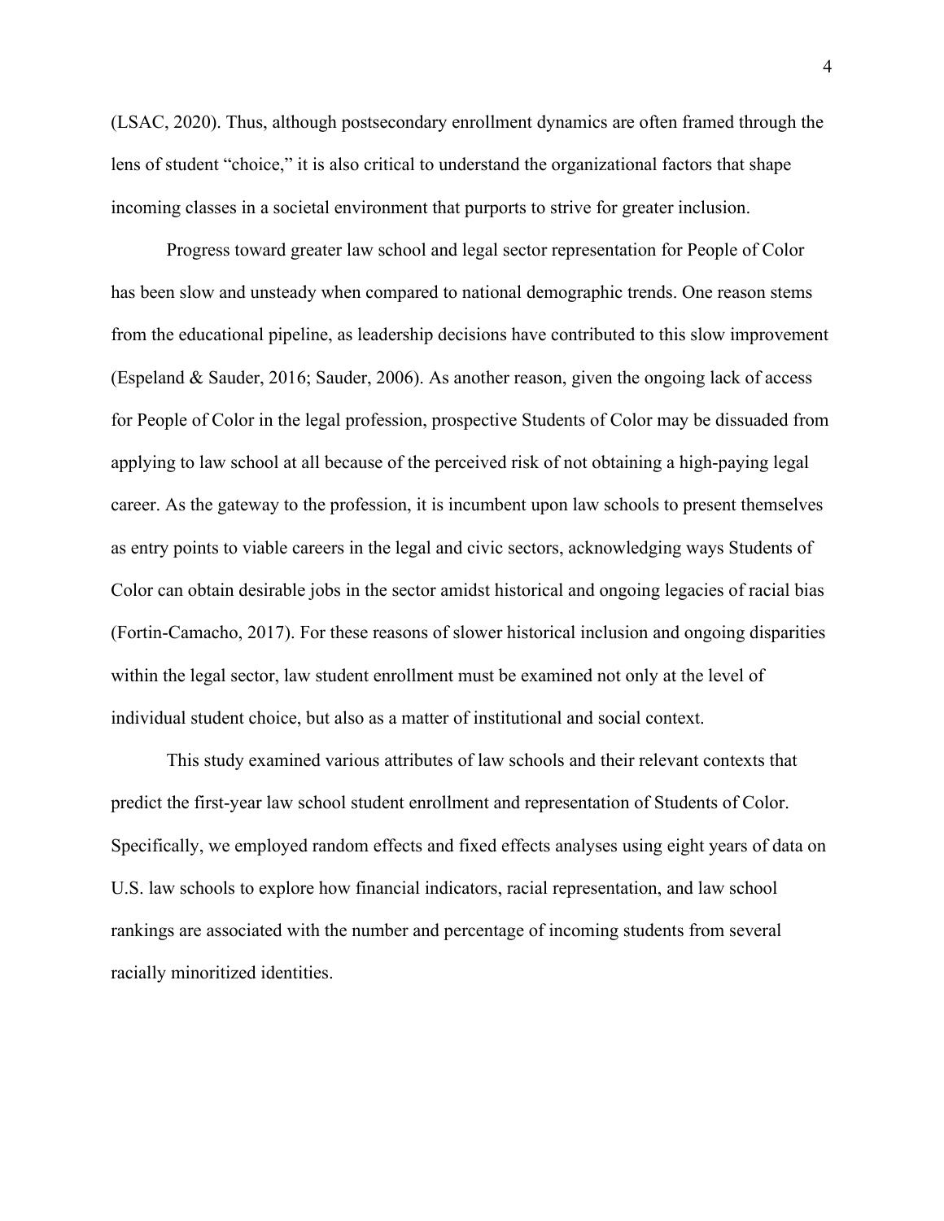(LSAC, 2020). Thus, although postsecondary enrollment dynamics are often framed through the lens of student "choice," it is also critical to understand the organizational factors that shape incoming classes in a societal environment that purports to strive for greater inclusion.

Progress toward greater law school and legal sector representation for People of Color has been slow and unsteady when compared to national demographic trends. One reason stems from the educational pipeline, as leadership decisions have contributed to this slow improvement (Espeland & Sauder, 2016; Sauder, 2006). As another reason, given the ongoing lack of access for People of Color in the legal profession, prospective Students of Color may be dissuaded from applying to law school at all because of the perceived risk of not obtaining a high-paying legal career. As the gateway to the profession, it is incumbent upon law schools to present themselves as entry points to viable careers in the legal and civic sectors, acknowledging ways Students of Color can obtain desirable jobs in the sector amidst historical and ongoing legacies of racial bias (Fortin-Camacho, 2017). For these reasons of slower historical inclusion and ongoing disparities within the legal sector, law student enrollment must be examined not only at the level of individual student choice, but also as a matter of institutional and social context.

This study examined various attributes of law schools and their relevant contexts that predict the first-year law school student enrollment and representation of Students of Color. Specifically, we employed random effects and fixed effects analyses using eight years of data on U.S. law schools to explore how financial indicators, racial representation, and law school rankings are associated with the number and percentage of incoming students from several racially minoritized identities.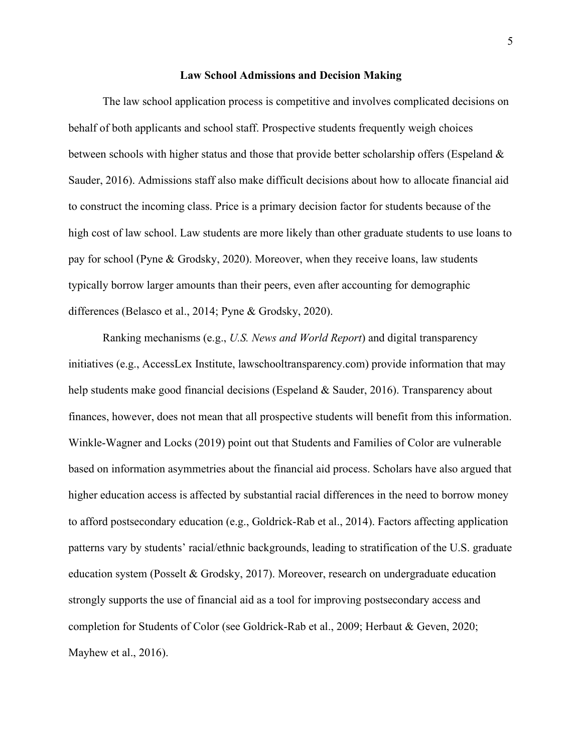## Law School Admissions and Decision Making

The law school application process is competitive and involves complicated decisions on behalf of both applicants and school staff. Prospective students frequently weigh choices between schools with higher status and those that provide better scholarship offers (Espeland & Sauder, 2016). Admissions staff also make difficult decisions about how to allocate financial aid to construct the incoming class. Price is a primary decision factor for students because of the high cost of law school. Law students are more likely than other graduate students to use loans to pay for school (Pyne & Grodsky, 2020). Moreover, when they receive loans, law students typically borrow larger amounts than their peers, even after accounting for demographic differences (Belasco et al., 2014; Pyne & Grodsky, 2020).

Ranking mechanisms (e.g., *U.S. News and World Report*) and digital transparency initiatives (e.g., AccessLex Institute, lawschooltransparency.com) provide information that may help students make good financial decisions (Espeland & Sauder, 2016). Transparency about finances, however, does not mean that all prospective students will benefit from this information. Winkle-Wagner and Locks (2019) point out that Students and Families of Color are vulnerable based on information asymmetries about the financial aid process. Scholars have also argued that higher education access is affected by substantial racial differences in the need to borrow money to afford postsecondary education (e.g., Goldrick-Rab et al., 2014). Factors affecting application patterns vary by students' racial/ethnic backgrounds, leading to stratification of the U.S. graduate education system (Posselt & Grodsky, 2017). Moreover, research on undergraduate education strongly supports the use of financial aid as a tool for improving postsecondary access and completion for Students of Color (see Goldrick-Rab et al., 2009; Herbaut & Geven, 2020; Mayhew et al., 2016).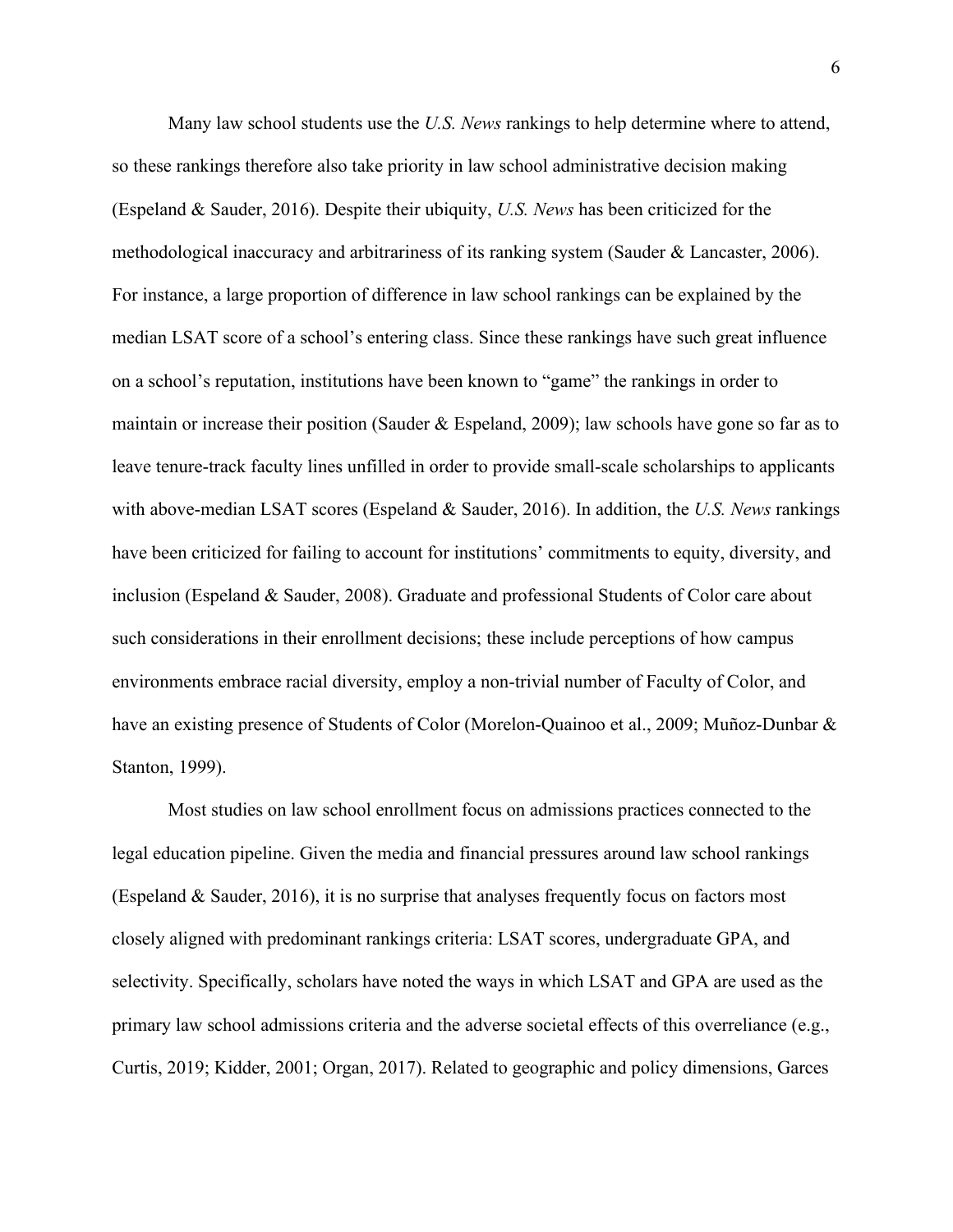Many law school students use the *U.S. News* rankings to help determine where to attend, so these rankings therefore also take priority in law school administrative decision making (Espeland & Sauder, 2016). Despite their ubiquity, *U.S. News* has been criticized for the methodological inaccuracy and arbitrariness of its ranking system (Sauder & Lancaster, 2006). For instance, a large proportion of difference in law school rankings can be explained by the median LSAT score of a school's entering class. Since these rankings have such great influence on a school's reputation, institutions have been known to "game" the rankings in order to maintain or increase their position (Sauder & Espeland, 2009); law schools have gone so far as to leave tenure-track faculty lines unfilled in order to provide small-scale scholarships to applicants with above-median LSAT scores (Espeland & Sauder, 2016). In addition, the *U.S. News* rankings have been criticized for failing to account for institutions' commitments to equity, diversity, and inclusion (Espeland & Sauder, 2008). Graduate and professional Students of Color care about such considerations in their enrollment decisions; these include perceptions of how campus environments embrace racial diversity, employ a non-trivial number of Faculty of Color, and have an existing presence of Students of Color (Morelon-Quainoo et al., 2009; Muñoz-Dunbar & Stanton, 1999).

Most studies on law school enrollment focus on admissions practices connected to the legal education pipeline. Given the media and financial pressures around law school rankings (Espeland & Sauder, 2016), it is no surprise that analyses frequently focus on factors most closely aligned with predominant rankings criteria: LSAT scores, undergraduate GPA, and selectivity. Specifically, scholars have noted the ways in which LSAT and GPA are used as the primary law school admissions criteria and the adverse societal effects of this overreliance (e.g., Curtis, 2019; Kidder, 2001; Organ, 2017). Related to geographic and policy dimensions, Garces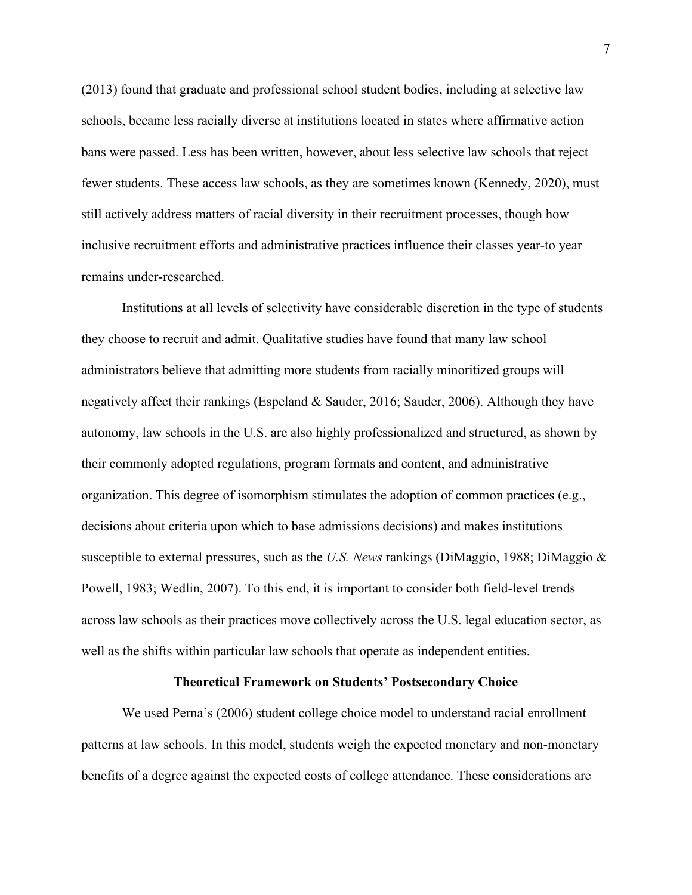(2013) found that graduate and professional school student bodies, including at selective law schools, became less racially diverse at institutions located in states where affirmative action bans were passed. Less has been written, however, about less selective law schools that reject fewer students. These access law schools, as they are sometimes known (Kennedy, 2020), must still actively address matters of racial diversity in their recruitment processes, though how inclusive recruitment efforts and administrative practices influence their classes year-to year remains under-researched.

Institutions at all levels of selectivity have considerable discretion in the type of students they choose to recruit and admit. Qualitative studies have found that many law school administrators believe that admitting more students from racially minoritized groups will negatively affect their rankings (Espeland & Sauder, 2016; Sauder, 2006). Although they have autonomy, law schools in the U.S. are also highly professionalized and structured, as shown by their commonly adopted regulations, program formats and content, and administrative organization. This degree of isomorphism stimulates the adoption of common practices (e.g., decisions about criteria upon which to base admissions decisions) and makes institutions susceptible to external pressures, such as the *U.S. News* rankings (DiMaggio, 1988; DiMaggio & Powell, 1983; Wedlin, 2007). To this end, it is important to consider both field-level trends across law schools as their practices move collectively across the U.S. legal education sector, as well as the shifts within particular law schools that operate as independent entities.

## Theoretical Framework on Students' Postsecondary Choice

We used Perna's (2006) student college choice model to understand racial enrollment patterns at law schools. In this model, students weigh the expected monetary and non-monetary benefits of a degree against the expected costs of college attendance. These considerations are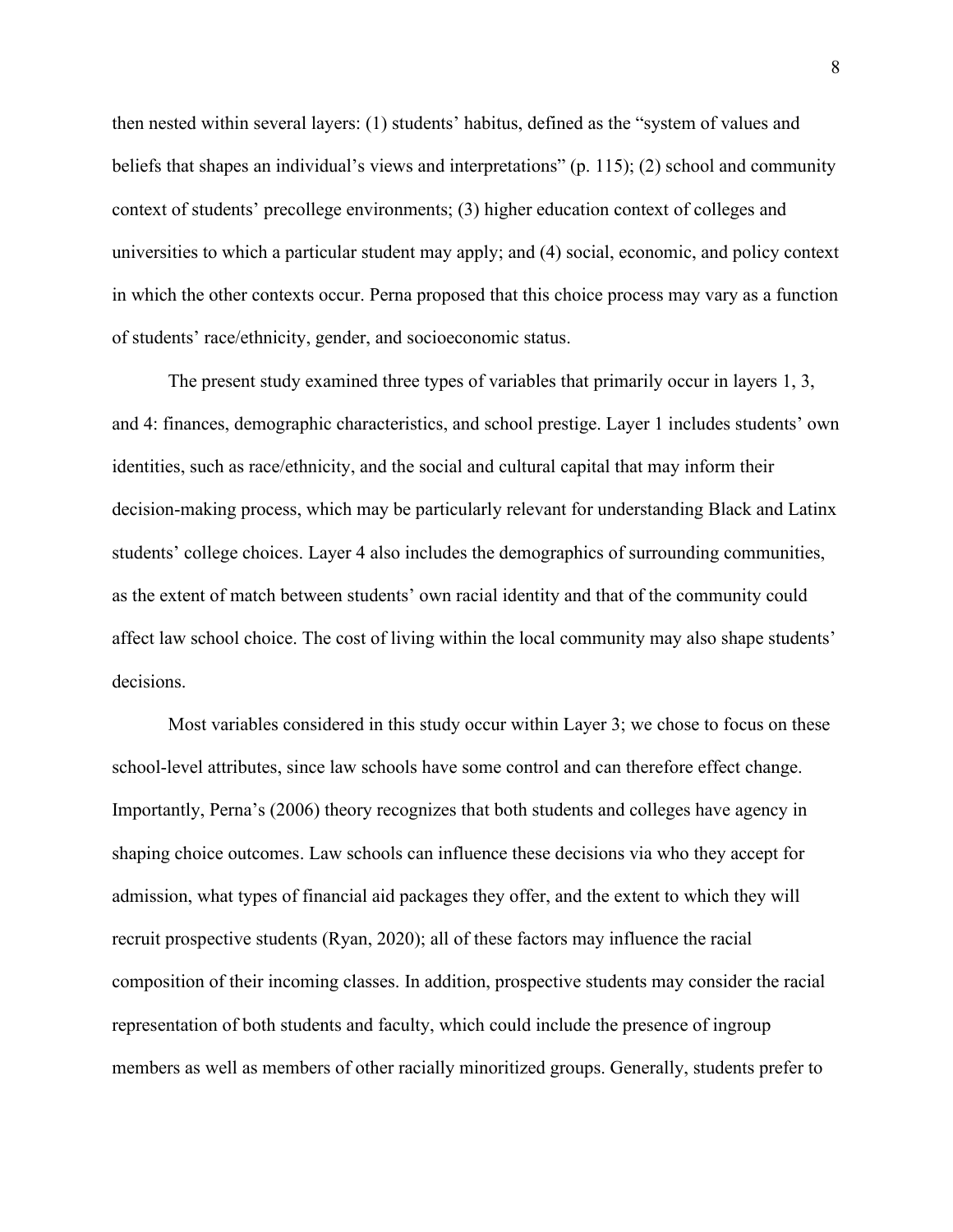then nested within several layers: (1) students' habitus, defined as the "system of values and beliefs that shapes an individual's views and interpretations" (p. 115); (2) school and community context of students' precollege environments; (3) higher education context of colleges and universities to which a particular student may apply; and (4) social, economic, and policy context in which the other contexts occur. Perna proposed that this choice process may vary as a function of students' race/ethnicity, gender, and socioeconomic status.

The present study examined three types of variables that primarily occur in layers 1, 3, and 4: finances, demographic characteristics, and school prestige. Layer 1 includes students' own identities, such as race/ethnicity, and the social and cultural capital that may inform their decision-making process, which may be particularly relevant for understanding Black and Latinx students' college choices. Layer 4 also includes the demographics of surrounding communities, as the extent of match between students' own racial identity and that of the community could affect law school choice. The cost of living within the local community may also shape students' decisions.

Most variables considered in this study occur within Layer 3; we chose to focus on these school-level attributes, since law schools have some control and can therefore effect change. Importantly, Perna's (2006) theory recognizes that both students and colleges have agency in shaping choice outcomes. Law schools can influence these decisions via who they accept for admission, what types of financial aid packages they offer, and the extent to which they will recruit prospective students (Ryan, 2020); all of these factors may influence the racial composition of their incoming classes. In addition, prospective students may consider the racial representation of both students and faculty, which could include the presence of ingroup members as well as members of other racially minoritized groups. Generally, students prefer to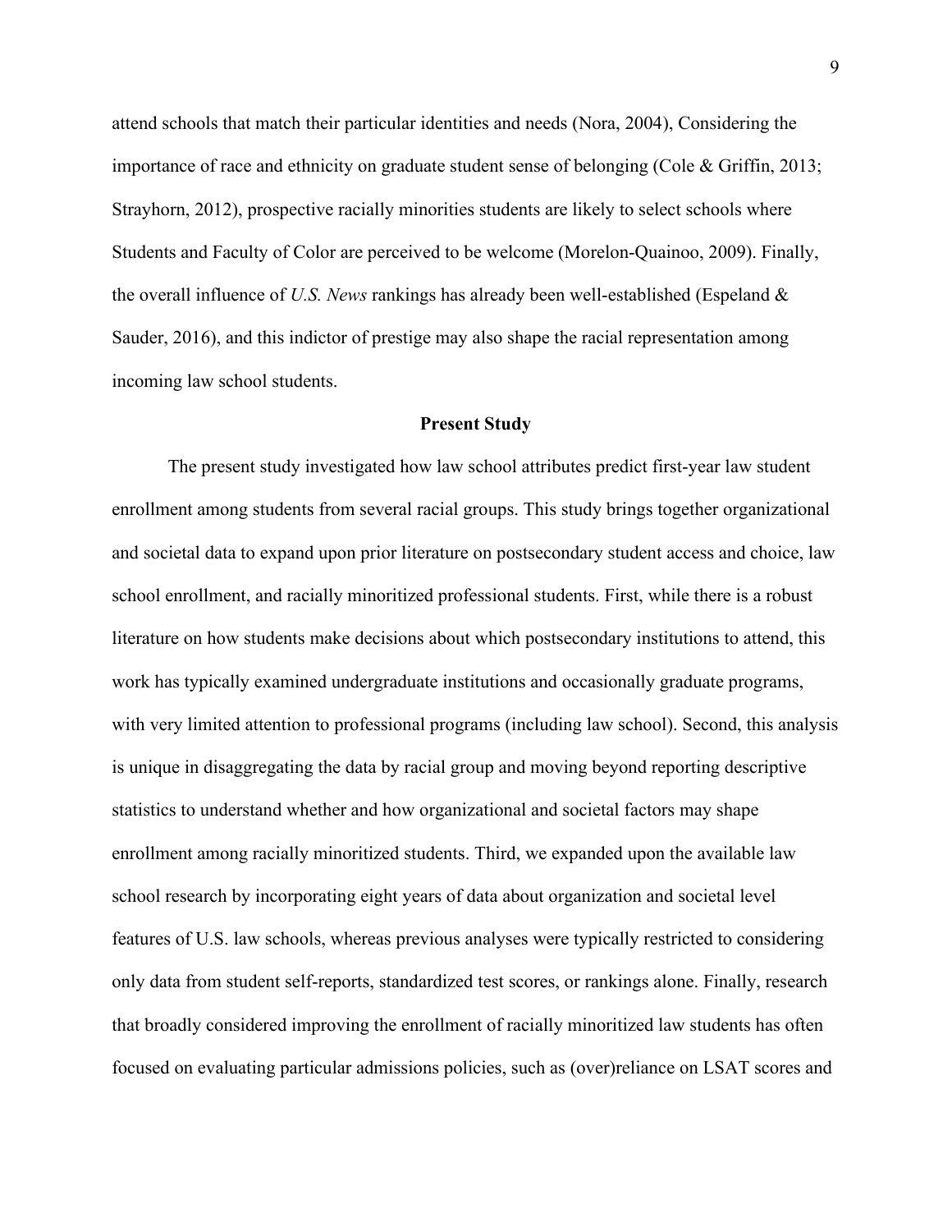attend schools that match their particular identities and needs (Nora, 2004), Considering the importance of race and ethnicity on graduate student sense of belonging (Cole & Griffin, 2013; Strayhorn, 2012), prospective racially minorities students are likely to select schools where Students and Faculty of Color are perceived to be welcome (Morelon-Quainoo, 2009). Finally, the overall influence of *U.S. News* rankings has already been well-established (Espeland & Sauder, 2016), and this indictor of prestige may also shape the racial representation among incoming law school students.

## Present Study

The present study investigated how law school attributes predict first-year law student enrollment among students from several racial groups. This study brings together organizational and societal data to expand upon prior literature on postsecondary student access and choice, law school enrollment, and racially minoritized professional students. First, while there is a robust literature on how students make decisions about which postsecondary institutions to attend, this work has typically examined undergraduate institutions and occasionally graduate programs, with very limited attention to professional programs (including law school). Second, this analysis is unique in disaggregating the data by racial group and moving beyond reporting descriptive statistics to understand whether and how organizational and societal factors may shape enrollment among racially minoritized students. Third, we expanded upon the available law school research by incorporating eight years of data about organization and societal level features of U.S. law schools, whereas previous analyses were typically restricted to considering only data from student self-reports, standardized test scores, or rankings alone. Finally, research that broadly considered improving the enrollment of racially minoritized law students has often focused on evaluating particular admissions policies, such as (over)reliance on LSAT scores and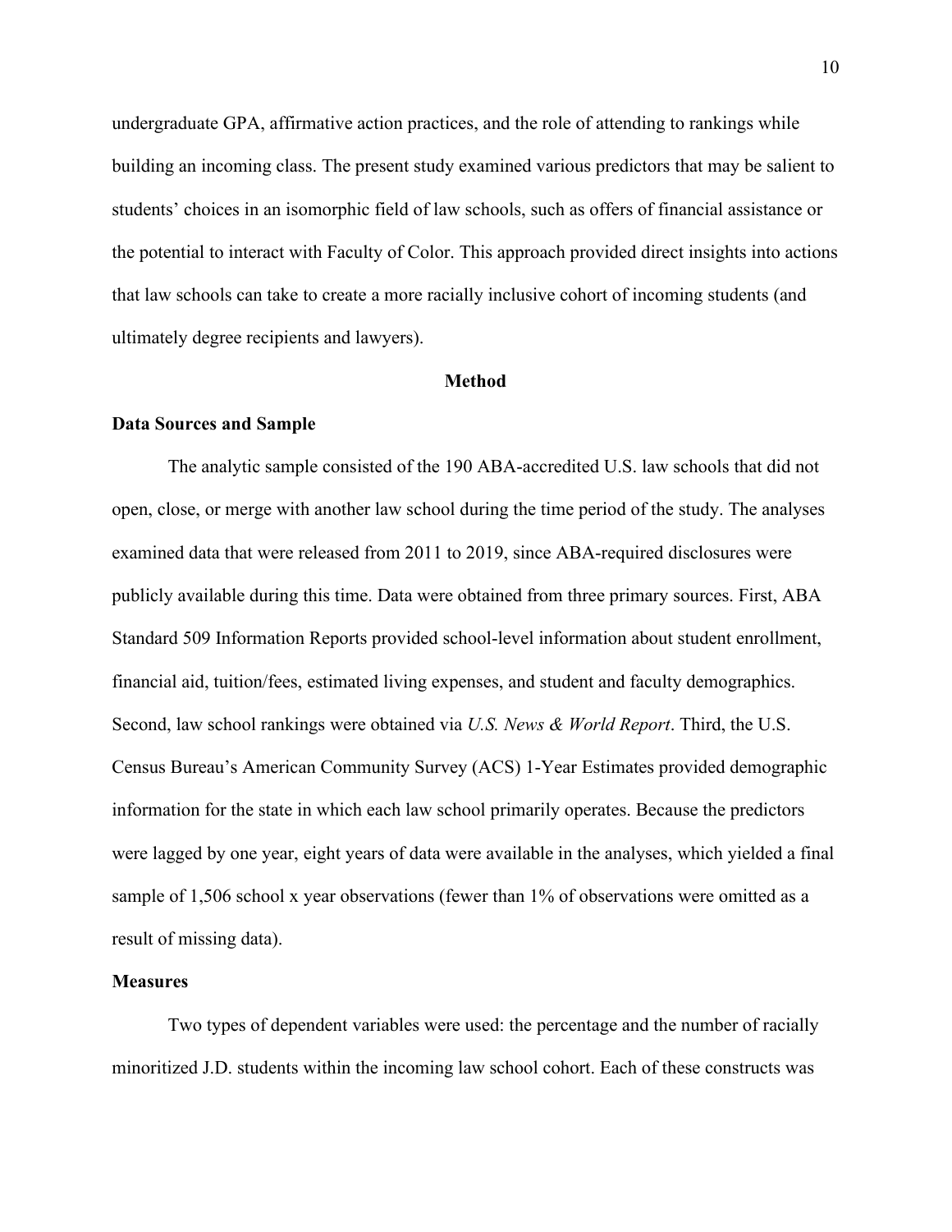undergraduate GPA, affirmative action practices, and the role of attending to rankings while building an incoming class. The present study examined various predictors that may be salient to students' choices in an isomorphic field of law schools, such as offers of financial assistance or the potential to interact with Faculty of Color. This approach provided direct insights into actions that law schools can take to create a more racially inclusive cohort of incoming students (and ultimately degree recipients and lawyers).

## Method

### Data Sources and Sample

The analytic sample consisted of the 190 ABA-accredited U.S. law schools that did not open, close, or merge with another law school during the time period of the study. The analyses examined data that were released from 2011 to 2019, since ABA-required disclosures were publicly available during this time. Data were obtained from three primary sources. First, ABA Standard 509 Information Reports provided school-level information about student enrollment, financial aid, tuition/fees, estimated living expenses, and student and faculty demographics. Second, law school rankings were obtained via *U.S. News & World Report*. Third, the U.S. Census Bureau's American Community Survey (ACS) 1-Year Estimates provided demographic information for the state in which each law school primarily operates. Because the predictors were lagged by one year, eight years of data were available in the analyses, which yielded a final sample of 1,506 school x year observations (fewer than 1% of observations were omitted as a result of missing data).

### Measures

Two types of dependent variables were used: the percentage and the number of racially minoritized J.D. students within the incoming law school cohort. Each of these constructs was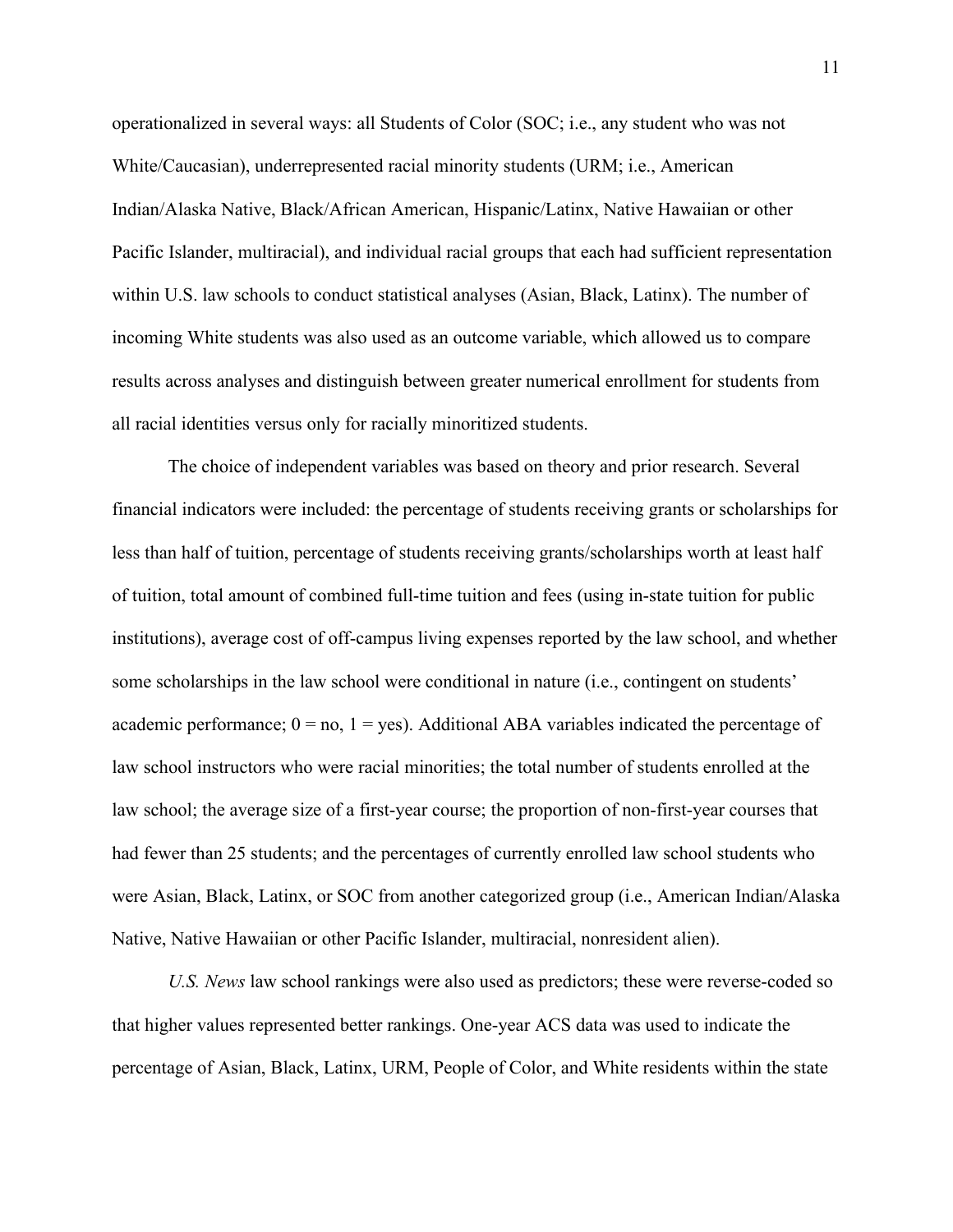operationalized in several ways: all Students of Color (SOC; i.e., any student who was not White/Caucasian), underrepresented racial minority students (URM; i.e., American Indian/Alaska Native, Black/African American, Hispanic/Latinx, Native Hawaiian or other Pacific Islander, multiracial), and individual racial groups that each had sufficient representation within U.S. law schools to conduct statistical analyses (Asian, Black, Latinx). The number of incoming White students was also used as an outcome variable, which allowed us to compare results across analyses and distinguish between greater numerical enrollment for students from all racial identities versus only for racially minoritized students.

The choice of independent variables was based on theory and prior research. Several financial indicators were included: the percentage of students receiving grants or scholarships for less than half of tuition, percentage of students receiving grants/scholarships worth at least half of tuition, total amount of combined full-time tuition and fees (using in-state tuition for public institutions), average cost of off-campus living expenses reported by the law school, and whether some scholarships in the law school were conditional in nature (i.e., contingent on students' academic performance; 0 = no, 1 = yes). Additional ABA variables indicated the percentage of law school instructors who were racial minorities; the total number of students enrolled at the law school; the average size of a first-year course; the proportion of non-first-year courses that had fewer than 25 students; and the percentages of currently enrolled law school students who were Asian, Black, Latinx, or SOC from another categorized group (i.e., American Indian/Alaska Native, Native Hawaiian or other Pacific Islander, multiracial, nonresident alien).

*U.S. News* law school rankings were also used as predictors; these were reverse-coded so that higher values represented better rankings. One-year ACS data was used to indicate the percentage of Asian, Black, Latinx, URM, People of Color, and White residents within the state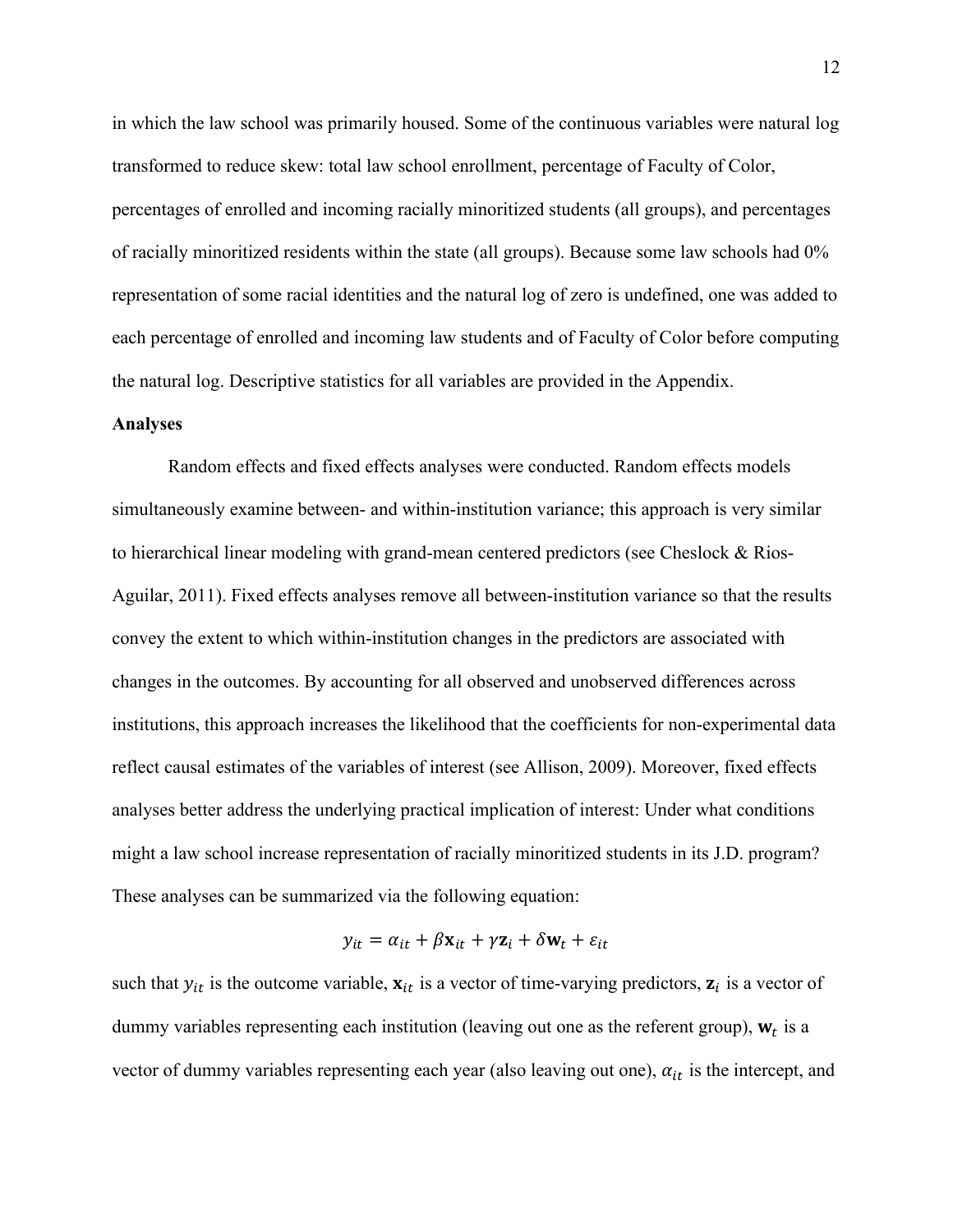in which the law school was primarily housed. Some of the continuous variables were natural log transformed to reduce skew: total law school enrollment, percentage of Faculty of Color, percentages of enrolled and incoming racially minoritized students (all groups), and percentages of racially minoritized residents within the state (all groups). Because some law schools had 0% representation of some racial identities and the natural log of zero is undefined, one was added to each percentage of enrolled and incoming law students and of Faculty of Color before computing the natural log. Descriptive statistics for all variables are provided in the Appendix.

**Analyses**

Random effects and fixed effects analyses were conducted. Random effects models simultaneously examine between- and within-institution variance; this approach is very similar to hierarchical linear modeling with grand-mean centered predictors (see Cheslock & Rios-Aguilar, 2011). Fixed effects analyses remove all between-institution variance so that the results convey the extent to which within-institution changes in the predictors are associated with changes in the outcomes. By accounting for all observed and unobserved differences across institutions, this approach increases the likelihood that the coefficients for non-experimental data reflect causal estimates of the variables of interest (see Allison, 2009). Moreover, fixed effects analyses better address the underlying practical implication of interest: Under what conditions might a law school increase representation of racially minoritized students in its J.D. program? These analyses can be summarized via the following equation:

$$y_{it} = \alpha_{it} + \beta \mathbf{x}_{it} + \gamma \mathbf{z}_i + \delta \mathbf{w}_t + \varepsilon_{it}$$

such that $y_{it}$ is the outcome variable, $\mathbf{x}_{it}$ is a vector of time-varying predictors, $\mathbf{z}_i$ is a vector of dummy variables representing each institution (leaving out one as the referent group), $\mathbf{w}_t$ is a vector of dummy variables representing each year (also leaving out one), $\alpha_{it}$ is the intercept, and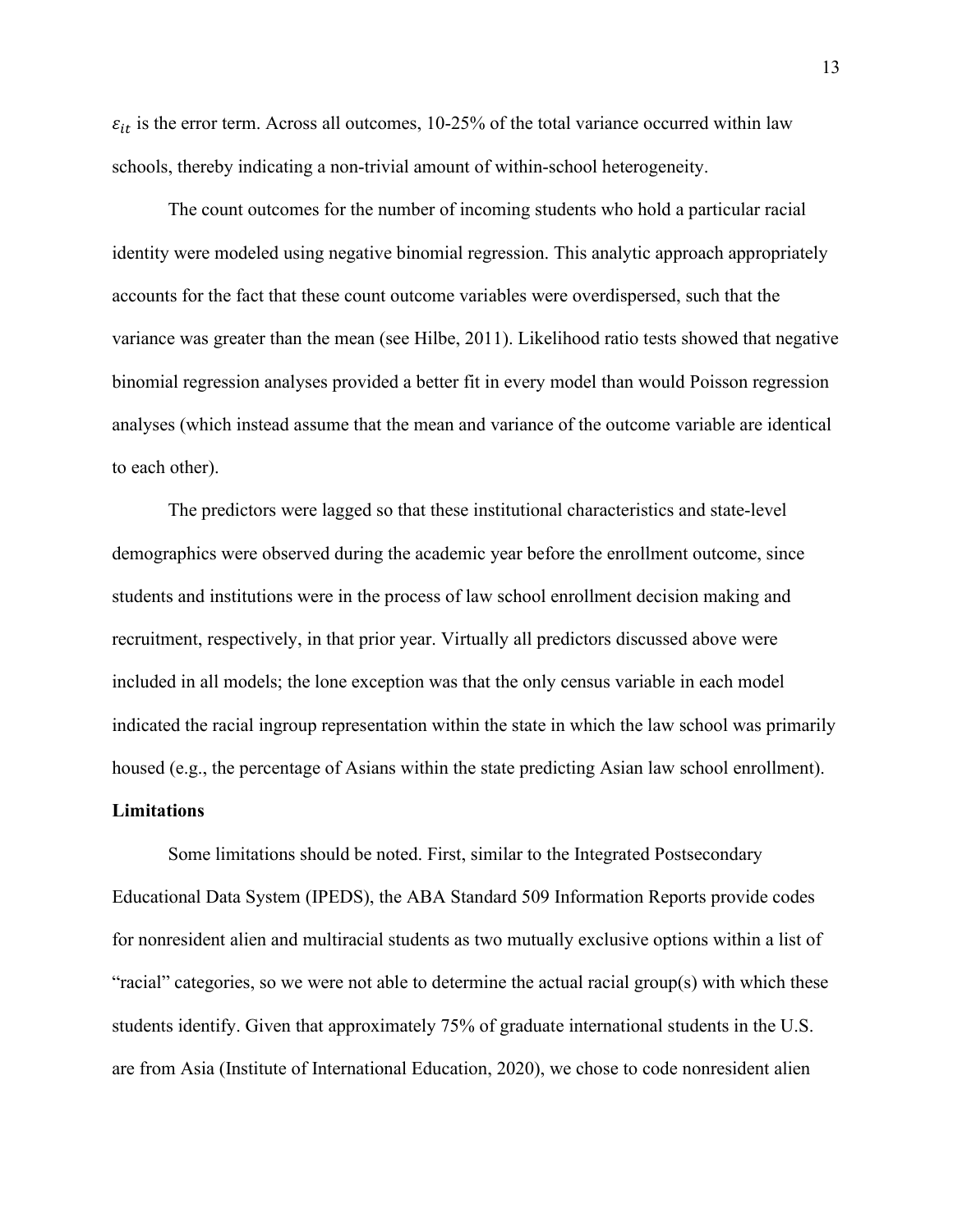$\varepsilon_{it}$ is the error term. Across all outcomes, 10-25% of the total variance occurred within law schools, thereby indicating a non-trivial amount of within-school heterogeneity.

The count outcomes for the number of incoming students who hold a particular racial identity were modeled using negative binomial regression. This analytic approach appropriately accounts for the fact that these count outcome variables were overdispersed, such that the variance was greater than the mean (see Hilbe, 2011). Likelihood ratio tests showed that negative binomial regression analyses provided a better fit in every model than would Poisson regression analyses (which instead assume that the mean and variance of the outcome variable are identical to each other).

The predictors were lagged so that these institutional characteristics and state-level demographics were observed during the academic year before the enrollment outcome, since students and institutions were in the process of law school enrollment decision making and recruitment, respectively, in that prior year. Virtually all predictors discussed above were included in all models; the lone exception was that the only census variable in each model indicated the racial ingroup representation within the state in which the law school was primarily housed (e.g., the percentage of Asians within the state predicting Asian law school enrollment).

**Limitations**

Some limitations should be noted. First, similar to the Integrated Postsecondary Educational Data System (IPEDS), the ABA Standard 509 Information Reports provide codes for nonresident alien and multiracial students as two mutually exclusive options within a list of "racial" categories, so we were not able to determine the actual racial group(s) with which these students identify. Given that approximately 75% of graduate international students in the U.S. are from Asia (Institute of International Education, 2020), we chose to code nonresident alien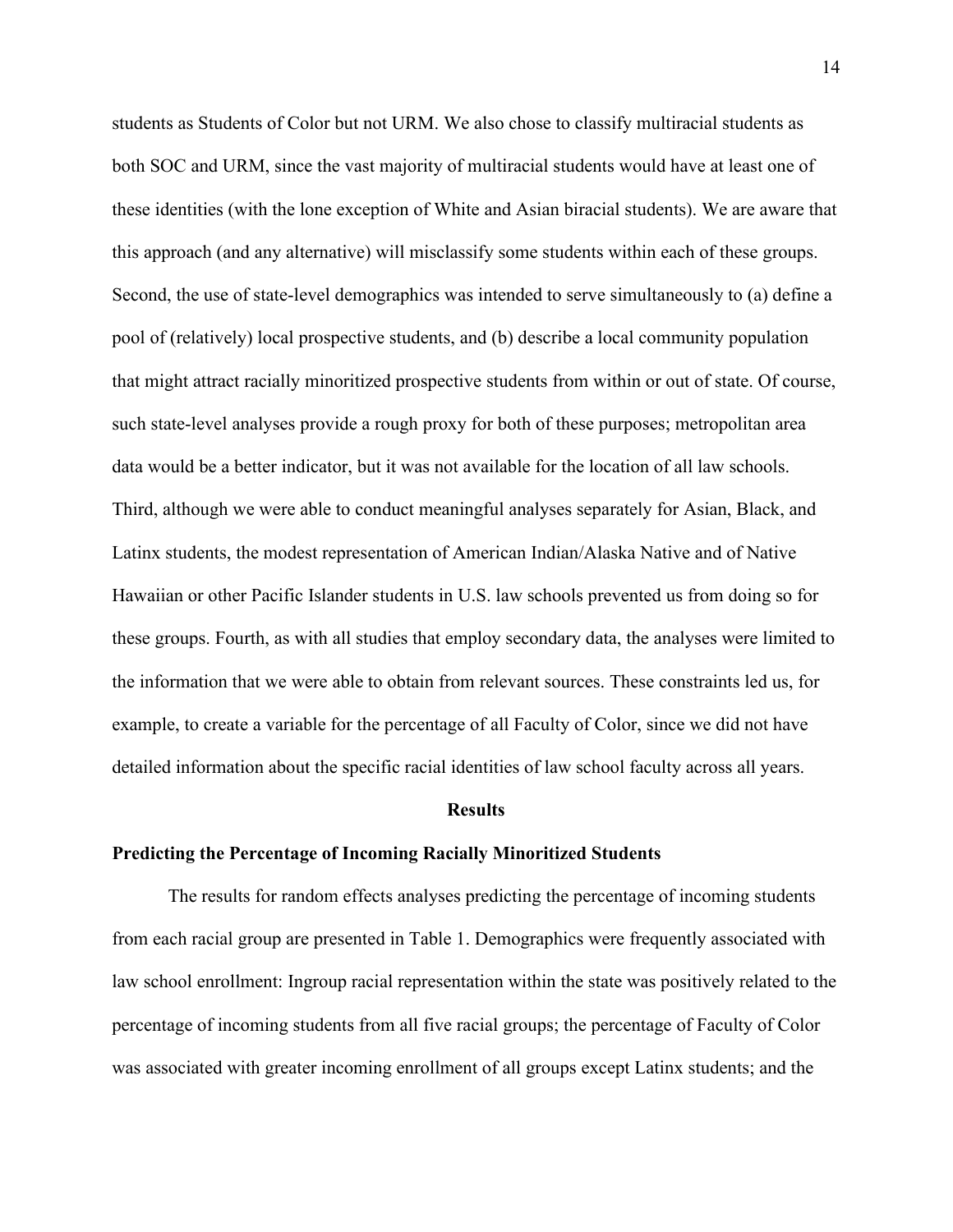students as Students of Color but not URM. We also chose to classify multiracial students as both SOC and URM, since the vast majority of multiracial students would have at least one of these identities (with the lone exception of White and Asian biracial students). We are aware that this approach (and any alternative) will misclassify some students within each of these groups. Second, the use of state-level demographics was intended to serve simultaneously to (a) define a pool of (relatively) local prospective students, and (b) describe a local community population that might attract racially minoritized prospective students from within or out of state. Of course, such state-level analyses provide a rough proxy for both of these purposes; metropolitan area data would be a better indicator, but it was not available for the location of all law schools. Third, although we were able to conduct meaningful analyses separately for Asian, Black, and Latinx students, the modest representation of American Indian/Alaska Native and of Native Hawaiian or other Pacific Islander students in U.S. law schools prevented us from doing so for these groups. Fourth, as with all studies that employ secondary data, the analyses were limited to the information that we were able to obtain from relevant sources. These constraints led us, for example, to create a variable for the percentage of all Faculty of Color, since we did not have detailed information about the specific racial identities of law school faculty across all years.

## Results

### Predicting the Percentage of Incoming Racially Minoritized Students

The results for random effects analyses predicting the percentage of incoming students from each racial group are presented in Table 1. Demographics were frequently associated with law school enrollment: Ingroup racial representation within the state was positively related to the percentage of incoming students from all five racial groups; the percentage of Faculty of Color was associated with greater incoming enrollment of all groups except Latinx students; and the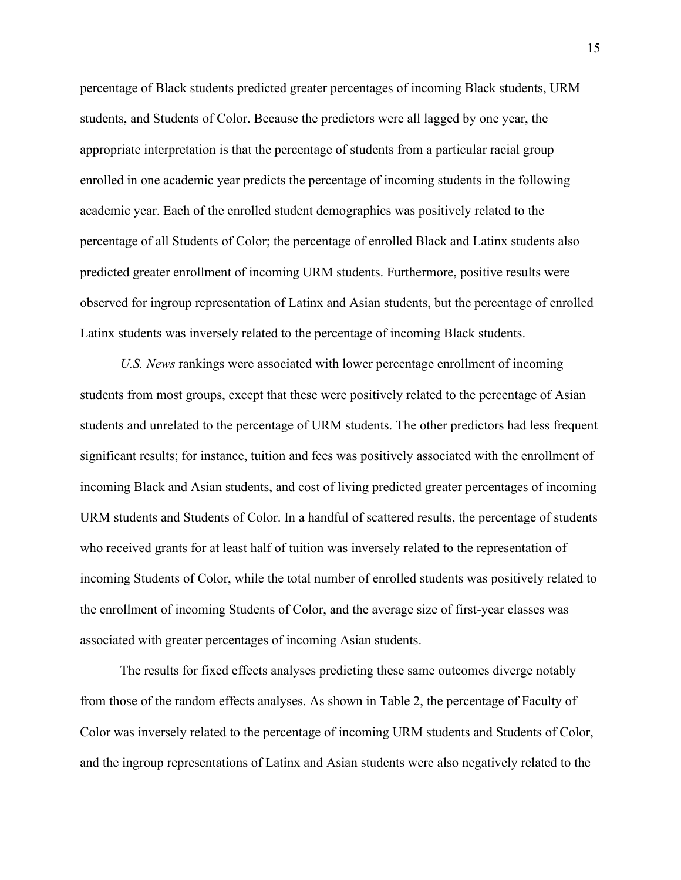percentage of Black students predicted greater percentages of incoming Black students, URM students, and Students of Color. Because the predictors were all lagged by one year, the appropriate interpretation is that the percentage of students from a particular racial group enrolled in one academic year predicts the percentage of incoming students in the following academic year. Each of the enrolled student demographics was positively related to the percentage of all Students of Color; the percentage of enrolled Black and Latinx students also predicted greater enrollment of incoming URM students. Furthermore, positive results were observed for ingroup representation of Latinx and Asian students, but the percentage of enrolled Latinx students was inversely related to the percentage of incoming Black students.

*U.S. News* rankings were associated with lower percentage enrollment of incoming students from most groups, except that these were positively related to the percentage of Asian students and unrelated to the percentage of URM students. The other predictors had less frequent significant results; for instance, tuition and fees was positively associated with the enrollment of incoming Black and Asian students, and cost of living predicted greater percentages of incoming URM students and Students of Color. In a handful of scattered results, the percentage of students who received grants for at least half of tuition was inversely related to the representation of incoming Students of Color, while the total number of enrolled students was positively related to the enrollment of incoming Students of Color, and the average size of first-year classes was associated with greater percentages of incoming Asian students.

The results for fixed effects analyses predicting these same outcomes diverge notably from those of the random effects analyses. As shown in Table 2, the percentage of Faculty of Color was inversely related to the percentage of incoming URM students and Students of Color, and the ingroup representations of Latinx and Asian students were also negatively related to the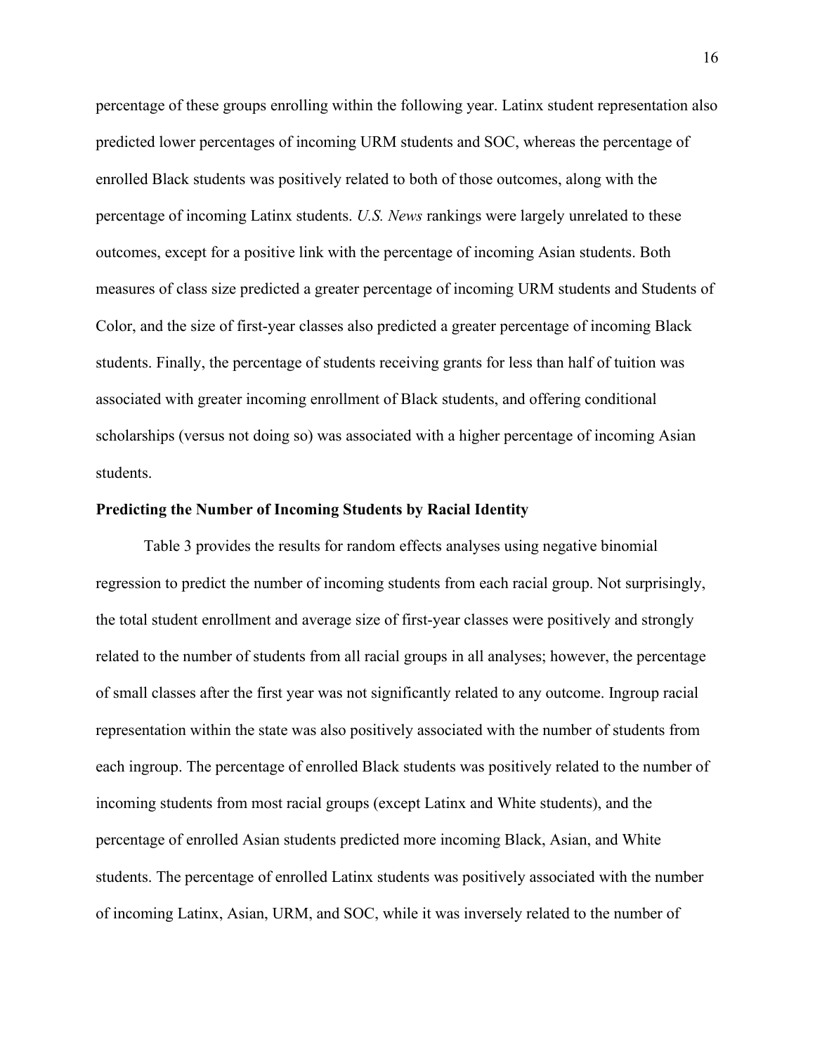percentage of these groups enrolling within the following year. Latinx student representation also predicted lower percentages of incoming URM students and SOC, whereas the percentage of enrolled Black students was positively related to both of those outcomes, along with the percentage of incoming Latinx students. *U.S. News* rankings were largely unrelated to these outcomes, except for a positive link with the percentage of incoming Asian students. Both measures of class size predicted a greater percentage of incoming URM students and Students of Color, and the size of first-year classes also predicted a greater percentage of incoming Black students. Finally, the percentage of students receiving grants for less than half of tuition was associated with greater incoming enrollment of Black students, and offering conditional scholarships (versus not doing so) was associated with a higher percentage of incoming Asian students.

**Predicting the Number of Incoming Students by Racial Identity**

Table 3 provides the results for random effects analyses using negative binomial regression to predict the number of incoming students from each racial group. Not surprisingly, the total student enrollment and average size of first-year classes were positively and strongly related to the number of students from all racial groups in all analyses; however, the percentage of small classes after the first year was not significantly related to any outcome. Ingroup racial representation within the state was also positively associated with the number of students from each ingroup. The percentage of enrolled Black students was positively related to the number of incoming students from most racial groups (except Latinx and White students), and the percentage of enrolled Asian students predicted more incoming Black, Asian, and White students. The percentage of enrolled Latinx students was positively associated with the number of incoming Latinx, Asian, URM, and SOC, while it was inversely related to the number of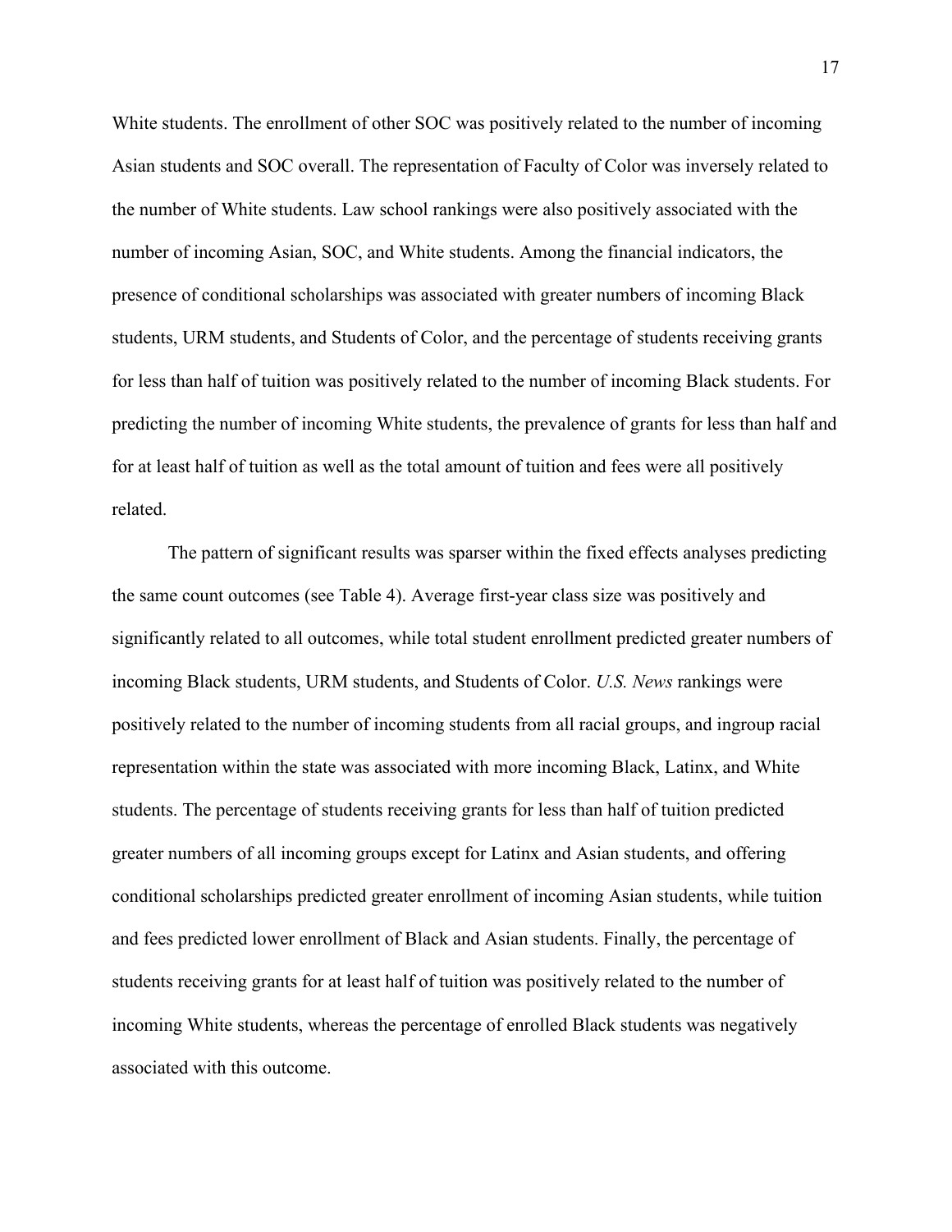White students. The enrollment of other SOC was positively related to the number of incoming Asian students and SOC overall. The representation of Faculty of Color was inversely related to the number of White students. Law school rankings were also positively associated with the number of incoming Asian, SOC, and White students. Among the financial indicators, the presence of conditional scholarships was associated with greater numbers of incoming Black students, URM students, and Students of Color, and the percentage of students receiving grants for less than half of tuition was positively related to the number of incoming Black students. For predicting the number of incoming White students, the prevalence of grants for less than half and for at least half of tuition as well as the total amount of tuition and fees were all positively related.

The pattern of significant results was sparser within the fixed effects analyses predicting the same count outcomes (see Table 4). Average first-year class size was positively and significantly related to all outcomes, while total student enrollment predicted greater numbers of incoming Black students, URM students, and Students of Color. *U.S. News* rankings were positively related to the number of incoming students from all racial groups, and ingroup racial representation within the state was associated with more incoming Black, Latinx, and White students. The percentage of students receiving grants for less than half of tuition predicted greater numbers of all incoming groups except for Latinx and Asian students, and offering conditional scholarships predicted greater enrollment of incoming Asian students, while tuition and fees predicted lower enrollment of Black and Asian students. Finally, the percentage of students receiving grants for at least half of tuition was positively related to the number of incoming White students, whereas the percentage of enrolled Black students was negatively associated with this outcome.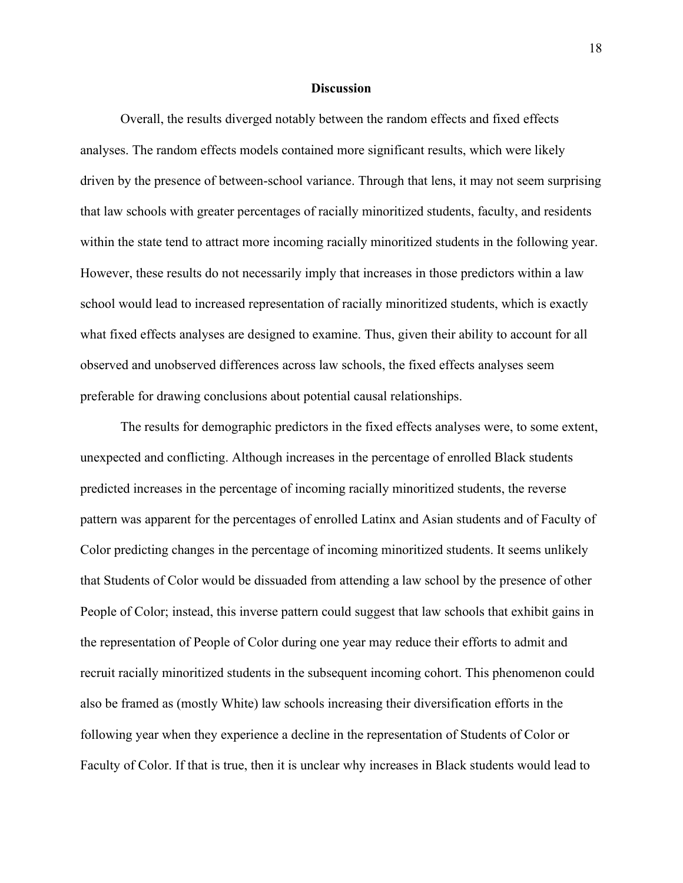## Discussion

Overall, the results diverged notably between the random effects and fixed effects analyses. The random effects models contained more significant results, which were likely driven by the presence of between-school variance. Through that lens, it may not seem surprising that law schools with greater percentages of racially minoritized students, faculty, and residents within the state tend to attract more incoming racially minoritized students in the following year. However, these results do not necessarily imply that increases in those predictors within a law school would lead to increased representation of racially minoritized students, which is exactly what fixed effects analyses are designed to examine. Thus, given their ability to account for all observed and unobserved differences across law schools, the fixed effects analyses seem preferable for drawing conclusions about potential causal relationships.

The results for demographic predictors in the fixed effects analyses were, to some extent, unexpected and conflicting. Although increases in the percentage of enrolled Black students predicted increases in the percentage of incoming racially minoritized students, the reverse pattern was apparent for the percentages of enrolled Latinx and Asian students and of Faculty of Color predicting changes in the percentage of incoming minoritized students. It seems unlikely that Students of Color would be dissuaded from attending a law school by the presence of other People of Color; instead, this inverse pattern could suggest that law schools that exhibit gains in the representation of People of Color during one year may reduce their efforts to admit and recruit racially minoritized students in the subsequent incoming cohort. This phenomenon could also be framed as (mostly White) law schools increasing their diversification efforts in the following year when they experience a decline in the representation of Students of Color or Faculty of Color. If that is true, then it is unclear why increases in Black students would lead to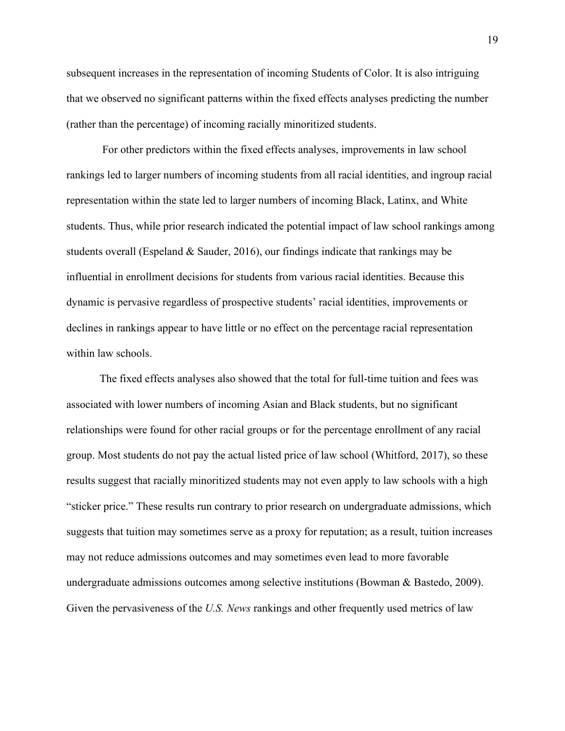subsequent increases in the representation of incoming Students of Color. It is also intriguing that we observed no significant patterns within the fixed effects analyses predicting the number (rather than the percentage) of incoming racially minoritized students.

For other predictors within the fixed effects analyses, improvements in law school rankings led to larger numbers of incoming students from all racial identities, and ingroup racial representation within the state led to larger numbers of incoming Black, Latinx, and White students. Thus, while prior research indicated the potential impact of law school rankings among students overall (Espeland & Sauder, 2016), our findings indicate that rankings may be influential in enrollment decisions for students from various racial identities. Because this dynamic is pervasive regardless of prospective students' racial identities, improvements or declines in rankings appear to have little or no effect on the percentage racial representation within law schools.

The fixed effects analyses also showed that the total for full-time tuition and fees was associated with lower numbers of incoming Asian and Black students, but no significant relationships were found for other racial groups or for the percentage enrollment of any racial group. Most students do not pay the actual listed price of law school (Whitford, 2017), so these results suggest that racially minoritized students may not even apply to law schools with a high "sticker price." These results run contrary to prior research on undergraduate admissions, which suggests that tuition may sometimes serve as a proxy for reputation; as a result, tuition increases may not reduce admissions outcomes and may sometimes even lead to more favorable undergraduate admissions outcomes among selective institutions (Bowman & Bastedo, 2009). Given the pervasiveness of the *U.S. News* rankings and other frequently used metrics of law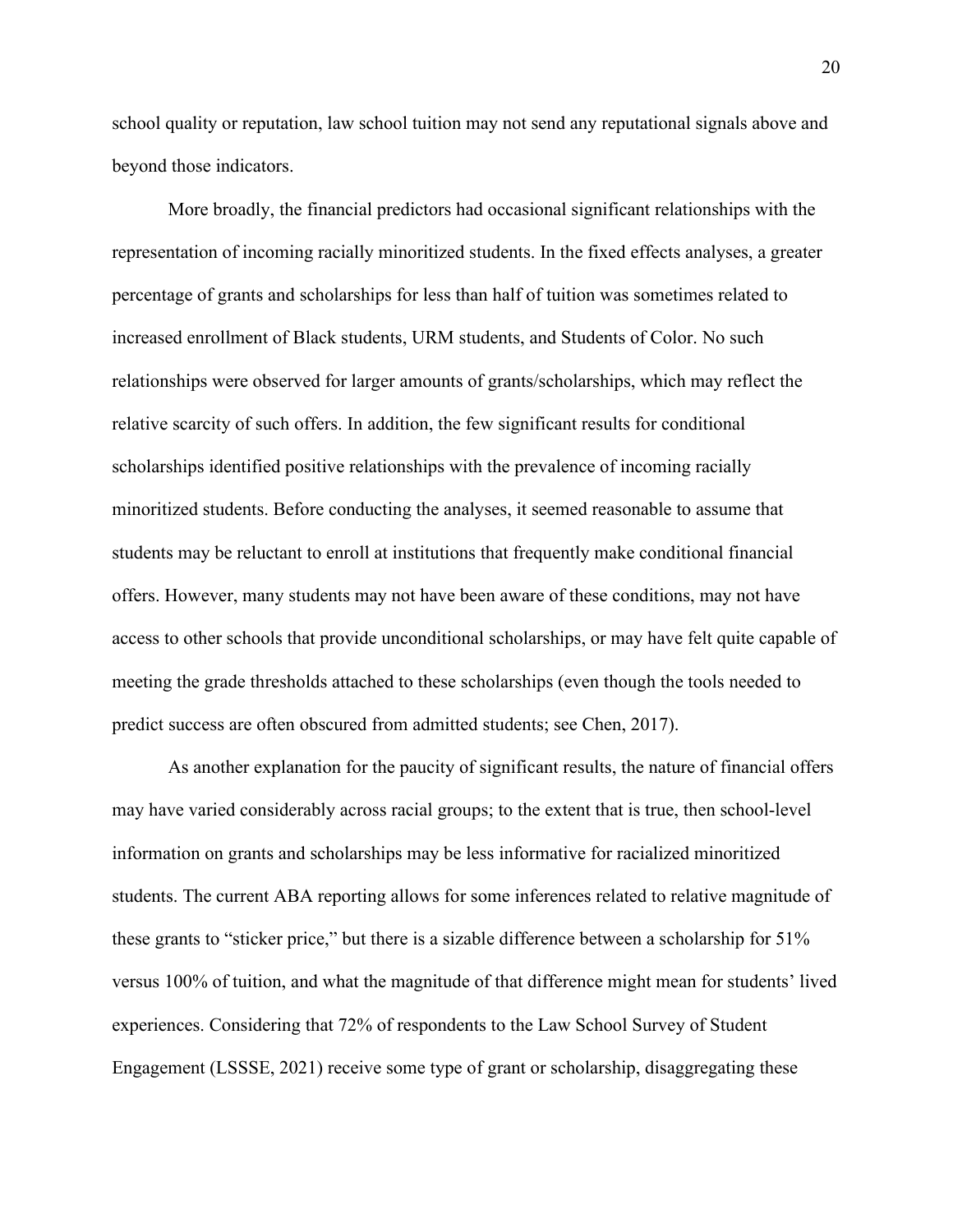school quality or reputation, law school tuition may not send any reputational signals above and beyond those indicators.

More broadly, the financial predictors had occasional significant relationships with the representation of incoming racially minoritized students. In the fixed effects analyses, a greater percentage of grants and scholarships for less than half of tuition was sometimes related to increased enrollment of Black students, URM students, and Students of Color. No such relationships were observed for larger amounts of grants/scholarships, which may reflect the relative scarcity of such offers. In addition, the few significant results for conditional scholarships identified positive relationships with the prevalence of incoming racially minoritized students. Before conducting the analyses, it seemed reasonable to assume that students may be reluctant to enroll at institutions that frequently make conditional financial offers. However, many students may not have been aware of these conditions, may not have access to other schools that provide unconditional scholarships, or may have felt quite capable of meeting the grade thresholds attached to these scholarships (even though the tools needed to predict success are often obscured from admitted students; see Chen, 2017).

As another explanation for the paucity of significant results, the nature of financial offers may have varied considerably across racial groups; to the extent that is true, then school-level information on grants and scholarships may be less informative for racialized minoritized students. The current ABA reporting allows for some inferences related to relative magnitude of these grants to "sticker price," but there is a sizable difference between a scholarship for 51% versus 100% of tuition, and what the magnitude of that difference might mean for students' lived experiences. Considering that 72% of respondents to the Law School Survey of Student Engagement (LSSSE, 2021) receive some type of grant or scholarship, disaggregating these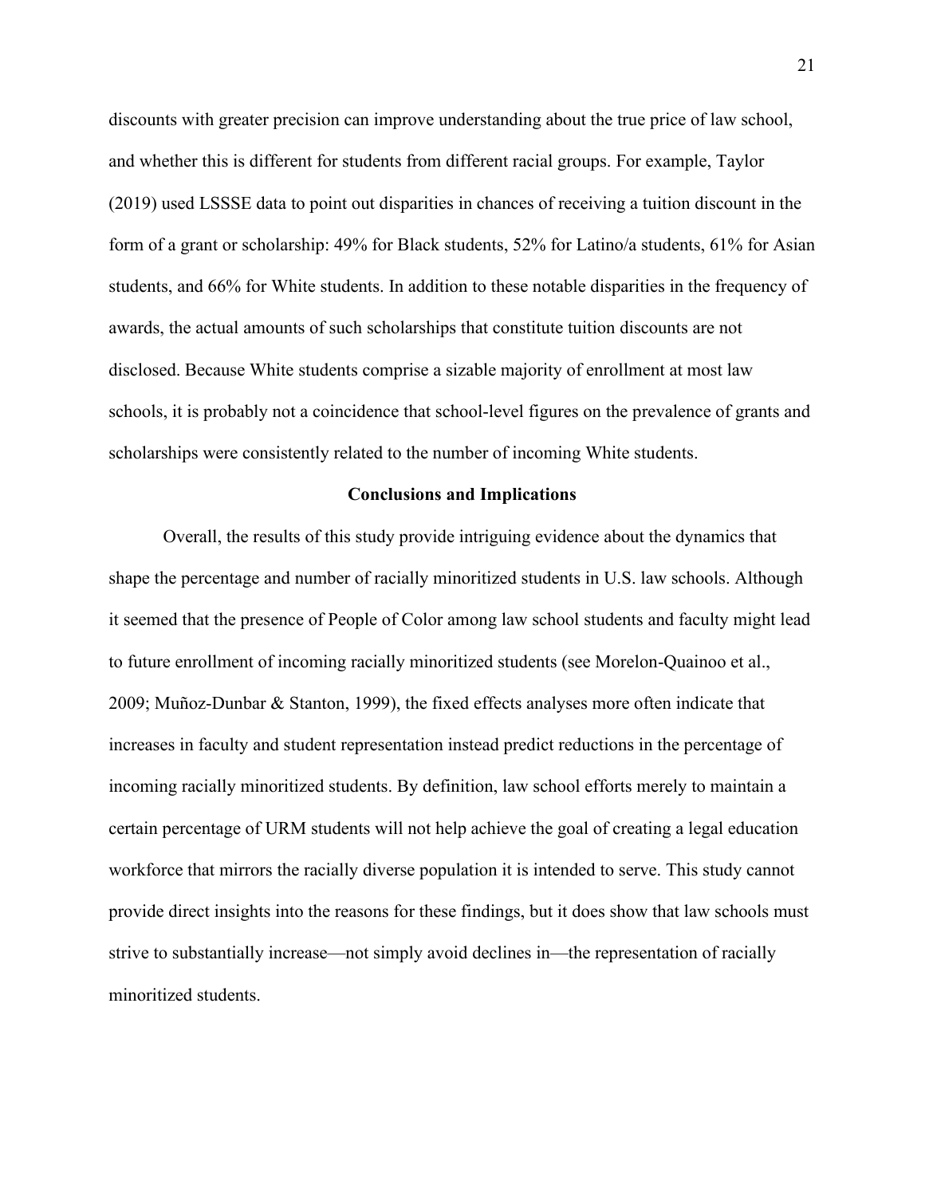discounts with greater precision can improve understanding about the true price of law school, and whether this is different for students from different racial groups. For example, Taylor (2019) used LSSSE data to point out disparities in chances of receiving a tuition discount in the form of a grant or scholarship: 49% for Black students, 52% for Latino/a students, 61% for Asian students, and 66% for White students. In addition to these notable disparities in the frequency of awards, the actual amounts of such scholarships that constitute tuition discounts are not disclosed. Because White students comprise a sizable majority of enrollment at most law schools, it is probably not a coincidence that school-level figures on the prevalence of grants and scholarships were consistently related to the number of incoming White students.

## Conclusions and Implications

Overall, the results of this study provide intriguing evidence about the dynamics that shape the percentage and number of racially minoritized students in U.S. law schools. Although it seemed that the presence of People of Color among law school students and faculty might lead to future enrollment of incoming racially minoritized students (see Morelon-Quainoo et al., 2009; Muñoz-Dunbar & Stanton, 1999), the fixed effects analyses more often indicate that increases in faculty and student representation instead predict reductions in the percentage of incoming racially minoritized students. By definition, law school efforts merely to maintain a certain percentage of URM students will not help achieve the goal of creating a legal education workforce that mirrors the racially diverse population it is intended to serve. This study cannot provide direct insights into the reasons for these findings, but it does show that law schools must strive to substantially increase—not simply avoid declines in—the representation of racially minoritized students.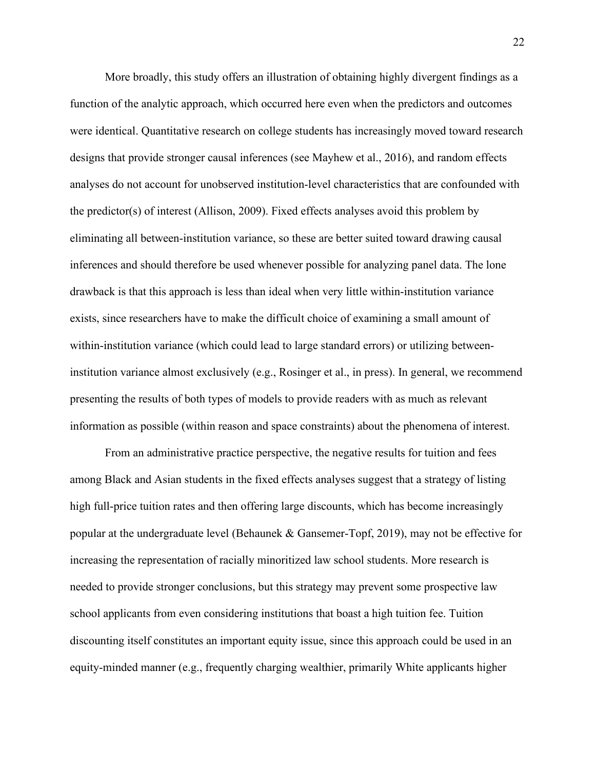More broadly, this study offers an illustration of obtaining highly divergent findings as a function of the analytic approach, which occurred here even when the predictors and outcomes were identical. Quantitative research on college students has increasingly moved toward research designs that provide stronger causal inferences (see Mayhew et al., 2016), and random effects analyses do not account for unobserved institution-level characteristics that are confounded with the predictor(s) of interest (Allison, 2009). Fixed effects analyses avoid this problem by eliminating all between-institution variance, so these are better suited toward drawing causal inferences and should therefore be used whenever possible for analyzing panel data. The lone drawback is that this approach is less than ideal when very little within-institution variance exists, since researchers have to make the difficult choice of examining a small amount of within-institution variance (which could lead to large standard errors) or utilizing between-institution variance almost exclusively (e.g., Rosinger et al., in press). In general, we recommend presenting the results of both types of models to provide readers with as much as relevant information as possible (within reason and space constraints) about the phenomena of interest.

From an administrative practice perspective, the negative results for tuition and fees among Black and Asian students in the fixed effects analyses suggest that a strategy of listing high full-price tuition rates and then offering large discounts, which has become increasingly popular at the undergraduate level (Behaunek & Gansemer-Topf, 2019), may not be effective for increasing the representation of racially minoritized law school students. More research is needed to provide stronger conclusions, but this strategy may prevent some prospective law school applicants from even considering institutions that boast a high tuition fee. Tuition discounting itself constitutes an important equity issue, since this approach could be used in an equity-minded manner (e.g., frequently charging wealthier, primarily White applicants higher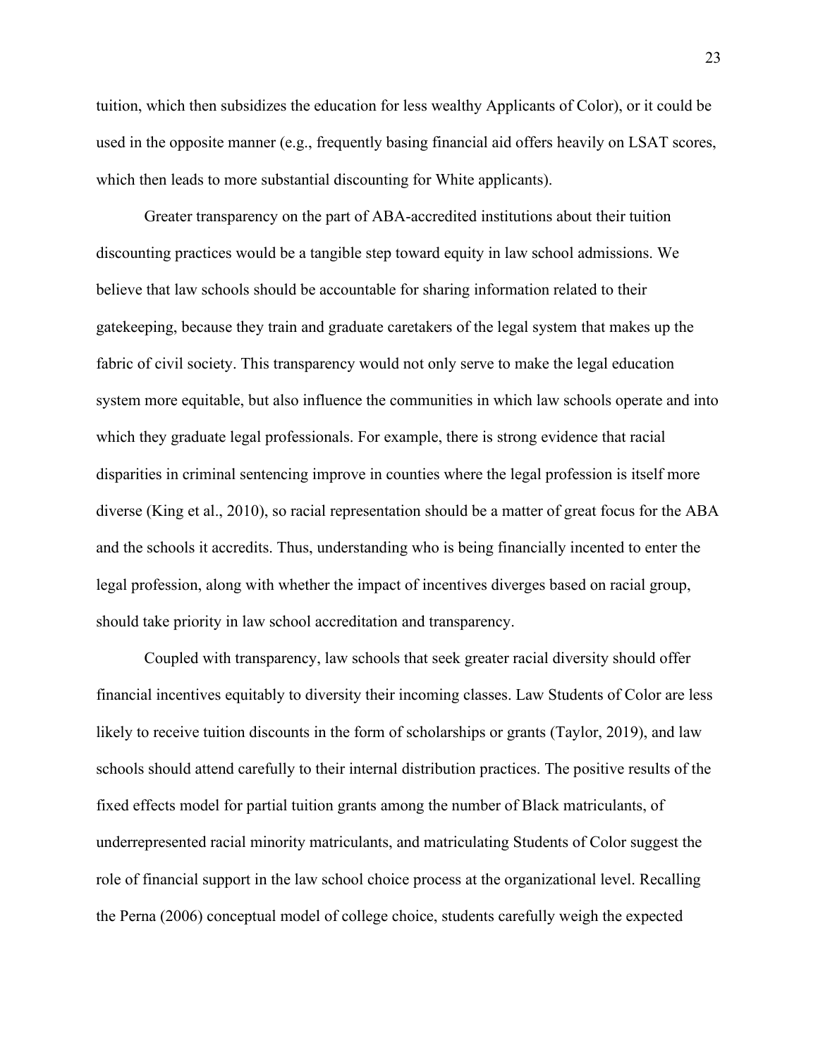tuition, which then subsidizes the education for less wealthy Applicants of Color), or it could be used in the opposite manner (e.g., frequently basing financial aid offers heavily on LSAT scores, which then leads to more substantial discounting for White applicants).

Greater transparency on the part of ABA-accredited institutions about their tuition discounting practices would be a tangible step toward equity in law school admissions. We believe that law schools should be accountable for sharing information related to their gatekeeping, because they train and graduate caretakers of the legal system that makes up the fabric of civil society. This transparency would not only serve to make the legal education system more equitable, but also influence the communities in which law schools operate and into which they graduate legal professionals. For example, there is strong evidence that racial disparities in criminal sentencing improve in counties where the legal profession is itself more diverse (King et al., 2010), so racial representation should be a matter of great focus for the ABA and the schools it accredits. Thus, understanding who is being financially incented to enter the legal profession, along with whether the impact of incentives diverges based on racial group, should take priority in law school accreditation and transparency.

Coupled with transparency, law schools that seek greater racial diversity should offer financial incentives equitably to diversity their incoming classes. Law Students of Color are less likely to receive tuition discounts in the form of scholarships or grants (Taylor, 2019), and law schools should attend carefully to their internal distribution practices. The positive results of the fixed effects model for partial tuition grants among the number of Black matriculants, of underrepresented racial minority matriculants, and matriculating Students of Color suggest the role of financial support in the law school choice process at the organizational level. Recalling the Perna (2006) conceptual model of college choice, students carefully weigh the expected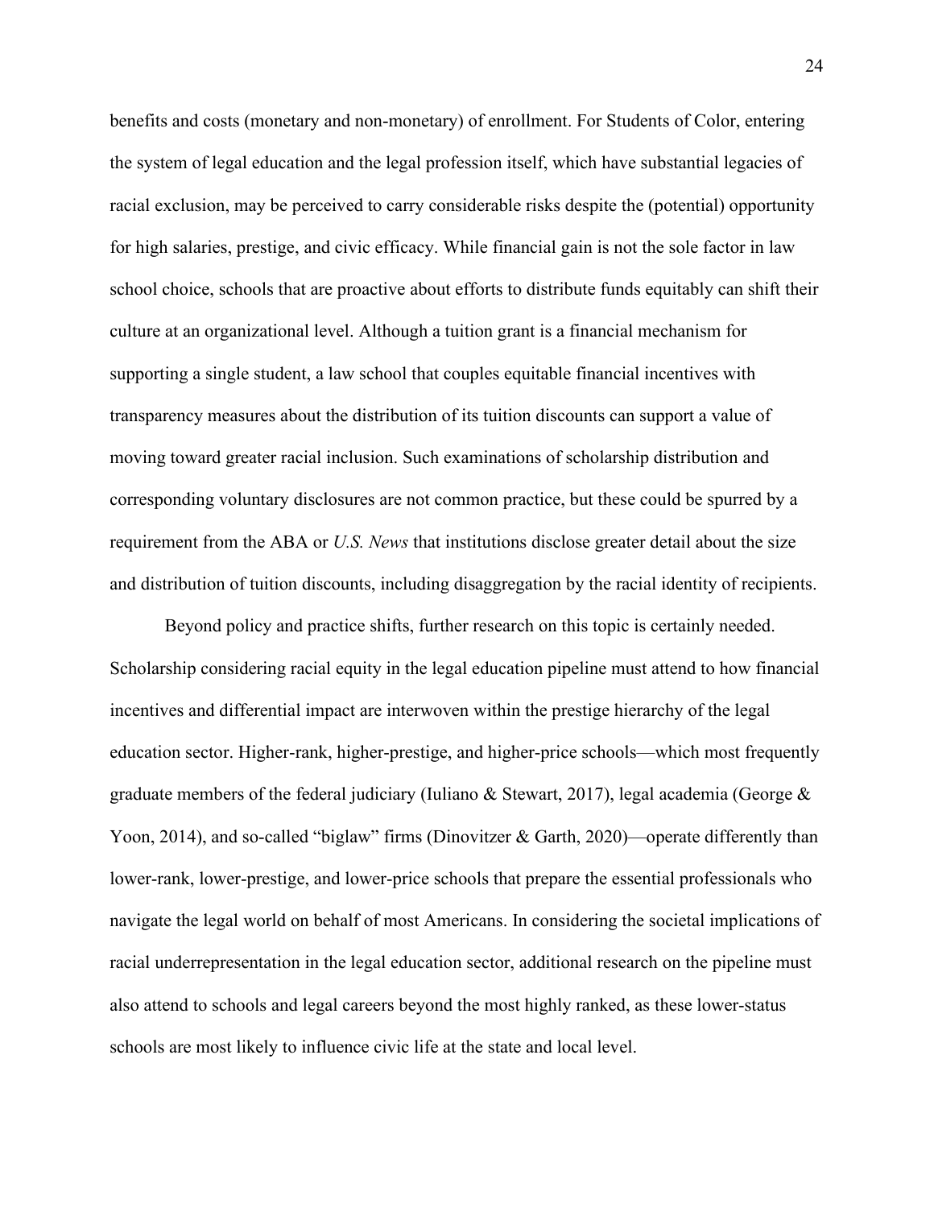benefits and costs (monetary and non-monetary) of enrollment. For Students of Color, entering the system of legal education and the legal profession itself, which have substantial legacies of racial exclusion, may be perceived to carry considerable risks despite the (potential) opportunity for high salaries, prestige, and civic efficacy. While financial gain is not the sole factor in law school choice, schools that are proactive about efforts to distribute funds equitably can shift their culture at an organizational level. Although a tuition grant is a financial mechanism for supporting a single student, a law school that couples equitable financial incentives with transparency measures about the distribution of its tuition discounts can support a value of moving toward greater racial inclusion. Such examinations of scholarship distribution and corresponding voluntary disclosures are not common practice, but these could be spurred by a requirement from the ABA or *U.S. News* that institutions disclose greater detail about the size and distribution of tuition discounts, including disaggregation by the racial identity of recipients.

Beyond policy and practice shifts, further research on this topic is certainly needed. Scholarship considering racial equity in the legal education pipeline must attend to how financial incentives and differential impact are interwoven within the prestige hierarchy of the legal education sector. Higher-rank, higher-prestige, and higher-price schools—which most frequently graduate members of the federal judiciary (Iuliano & Stewart, 2017), legal academia (George & Yoon, 2014), and so-called "biglaw" firms (Dinovitzer & Garth, 2020)—operate differently than lower-rank, lower-prestige, and lower-price schools that prepare the essential professionals who navigate the legal world on behalf of most Americans. In considering the societal implications of racial underrepresentation in the legal education sector, additional research on the pipeline must also attend to schools and legal careers beyond the most highly ranked, as these lower-status schools are most likely to influence civic life at the state and local level.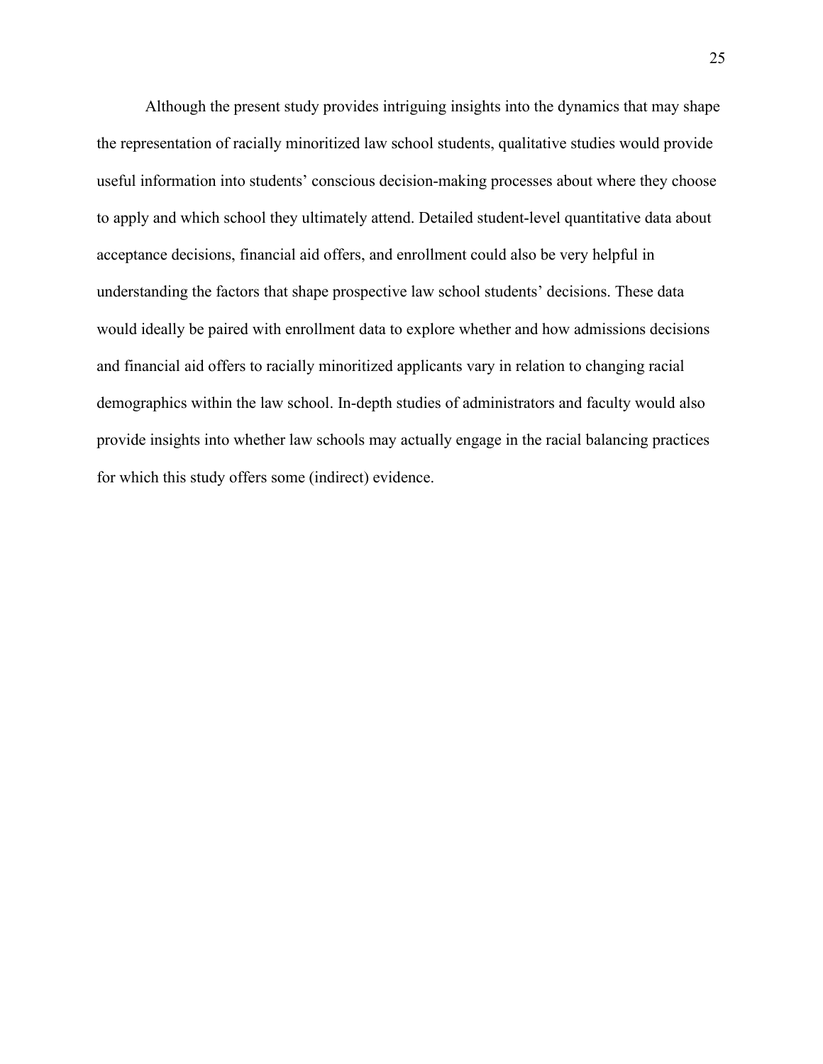Although the present study provides intriguing insights into the dynamics that may shape the representation of racially minoritized law school students, qualitative studies would provide useful information into students' conscious decision-making processes about where they choose to apply and which school they ultimately attend. Detailed student-level quantitative data about acceptance decisions, financial aid offers, and enrollment could also be very helpful in understanding the factors that shape prospective law school students' decisions. These data would ideally be paired with enrollment data to explore whether and how admissions decisions and financial aid offers to racially minoritized applicants vary in relation to changing racial demographics within the law school. In-depth studies of administrators and faculty would also provide insights into whether law schools may actually engage in the racial balancing practices for which this study offers some (indirect) evidence.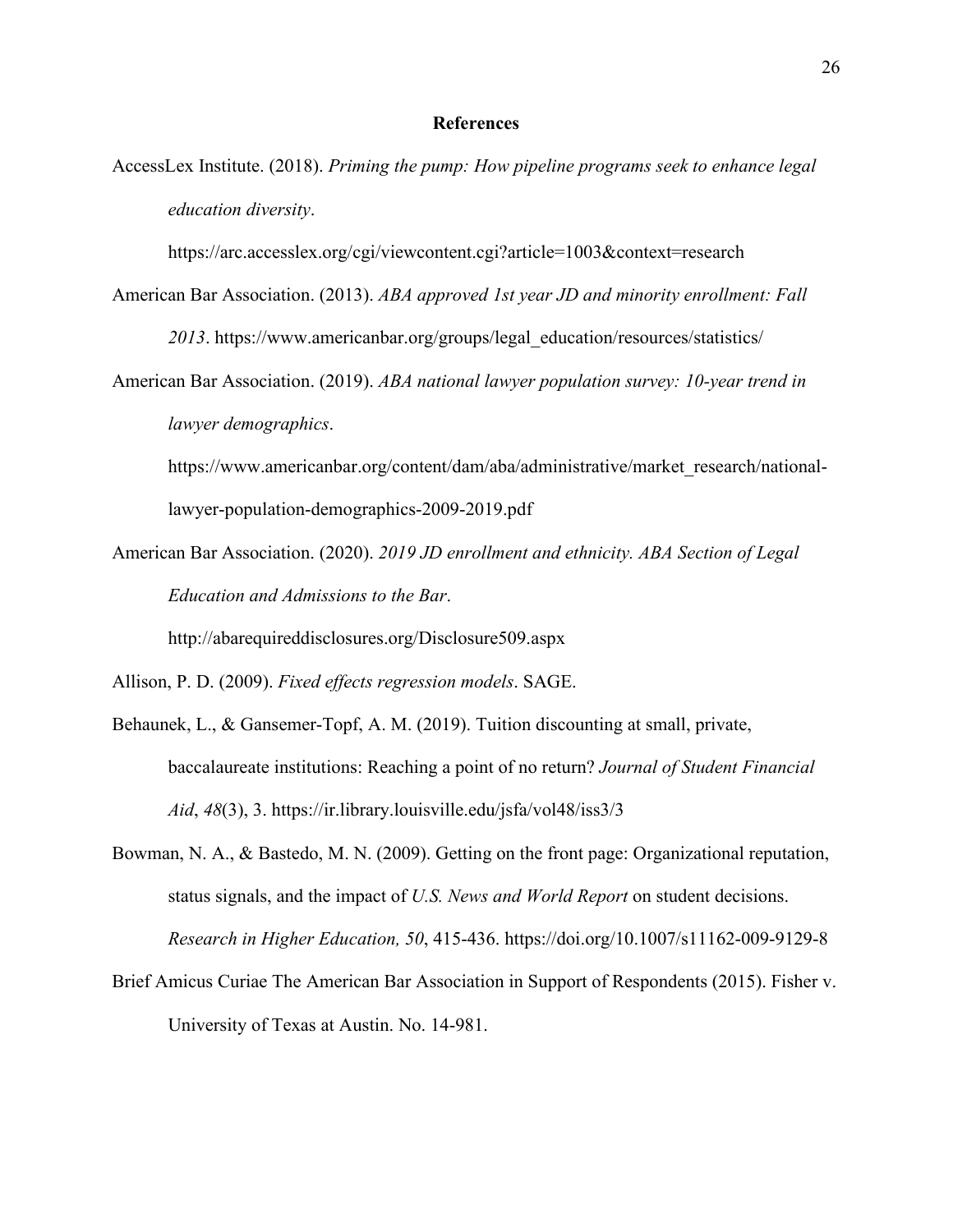## References

AccessLex Institute. (2018). *Priming the pump: How pipeline programs seek to enhance legal education diversity*. https://arc.accesslex.org/cgi/viewcontent.cgi?article=1003&context=research

American Bar Association. (2013). *ABA approved 1st year JD and minority enrollment: Fall 2013*. https://www.americanbar.org/groups/legal_education/resources/statistics/

American Bar Association. (2019). *ABA national lawyer population survey: 10-year trend in lawyer demographics*. https://www.americanbar.org/content/dam/aba/administrative/market_research/national-lawyer-population-demographics-2009-2019.pdf

American Bar Association. (2020). *2019 JD enrollment and ethnicity. ABA Section of Legal Education and Admissions to the Bar*. http://abarequireddisclosures.org/Disclosure509.aspx

Allison, P. D. (2009). *Fixed effects regression models*. SAGE.

Behaunek, L., & Gansemer-Topf, A. M. (2019). Tuition discounting at small, private, baccalaureate institutions: Reaching a point of no return? *Journal of Student Financial Aid*, *48*(3), 3. https://ir.library.louisville.edu/jsfa/vol48/iss3/3

Bowman, N. A., & Bastedo, M. N. (2009). Getting on the front page: Organizational reputation, status signals, and the impact of *U.S. News and World Report* on student decisions. *Research in Higher Education, 50*, 415-436. https://doi.org/10.1007/s11162-009-9129-8

Brief Amicus Curiae The American Bar Association in Support of Respondents (2015). Fisher v. University of Texas at Austin. No. 14-981.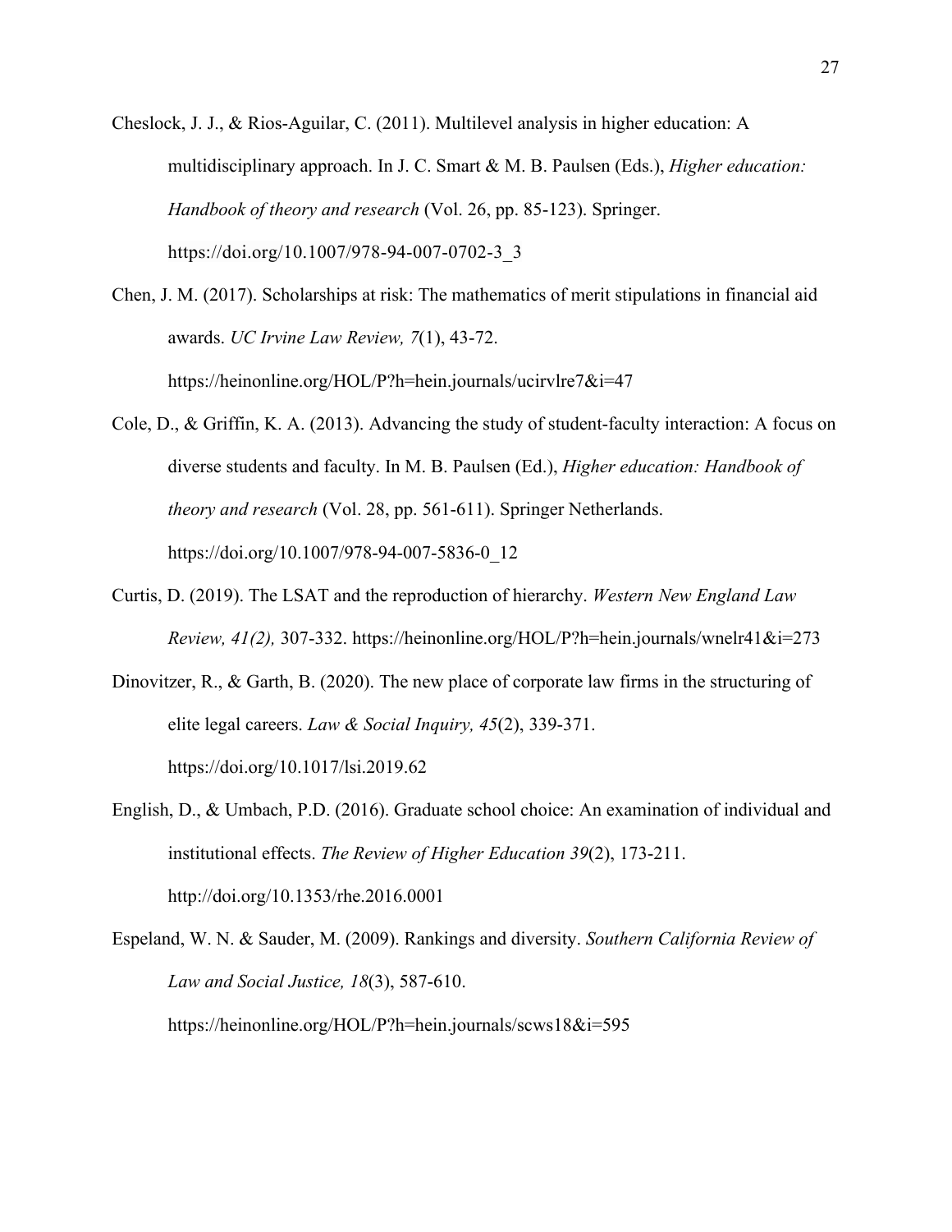Cheslock, J. J., & Rios-Aguilar, C. (2011). Multilevel analysis in higher education: A multidisciplinary approach. In J. C. Smart & M. B. Paulsen (Eds.), *Higher education: Handbook of theory and research* (Vol. 26, pp. 85-123). Springer. https://doi.org/10.1007/978-94-007-0702-3_3

Chen, J. M. (2017). Scholarships at risk: The mathematics of merit stipulations in financial aid awards. *UC Irvine Law Review, 7*(1), 43-72. https://heinonline.org/HOL/P?h=hein.journals/ucirvlre7&i=47

Cole, D., & Griffin, K. A. (2013). Advancing the study of student-faculty interaction: A focus on diverse students and faculty. In M. B. Paulsen (Ed.), *Higher education: Handbook of theory and research* (Vol. 28, pp. 561-611). Springer Netherlands. https://doi.org/10.1007/978-94-007-5836-0_12

Curtis, D. (2019). The LSAT and the reproduction of hierarchy. *Western New England Law Review, 41(2),* 307-332. https://heinonline.org/HOL/P?h=hein.journals/wnelr41&i=273

Dinovitzer, R., & Garth, B. (2020). The new place of corporate law firms in the structuring of elite legal careers. *Law & Social Inquiry, 45*(2), 339-371. https://doi.org/10.1017/lsi.2019.62

English, D., & Umbach, P.D. (2016). Graduate school choice: An examination of individual and institutional effects. *The Review of Higher Education 39*(2), 173-211. http://doi.org/10.1353/rhe.2016.0001

Espeland, W. N. & Sauder, M. (2009). Rankings and diversity. *Southern California Review of Law and Social Justice, 18*(3), 587-610. https://heinonline.org/HOL/P?h=hein.journals/scws18&i=595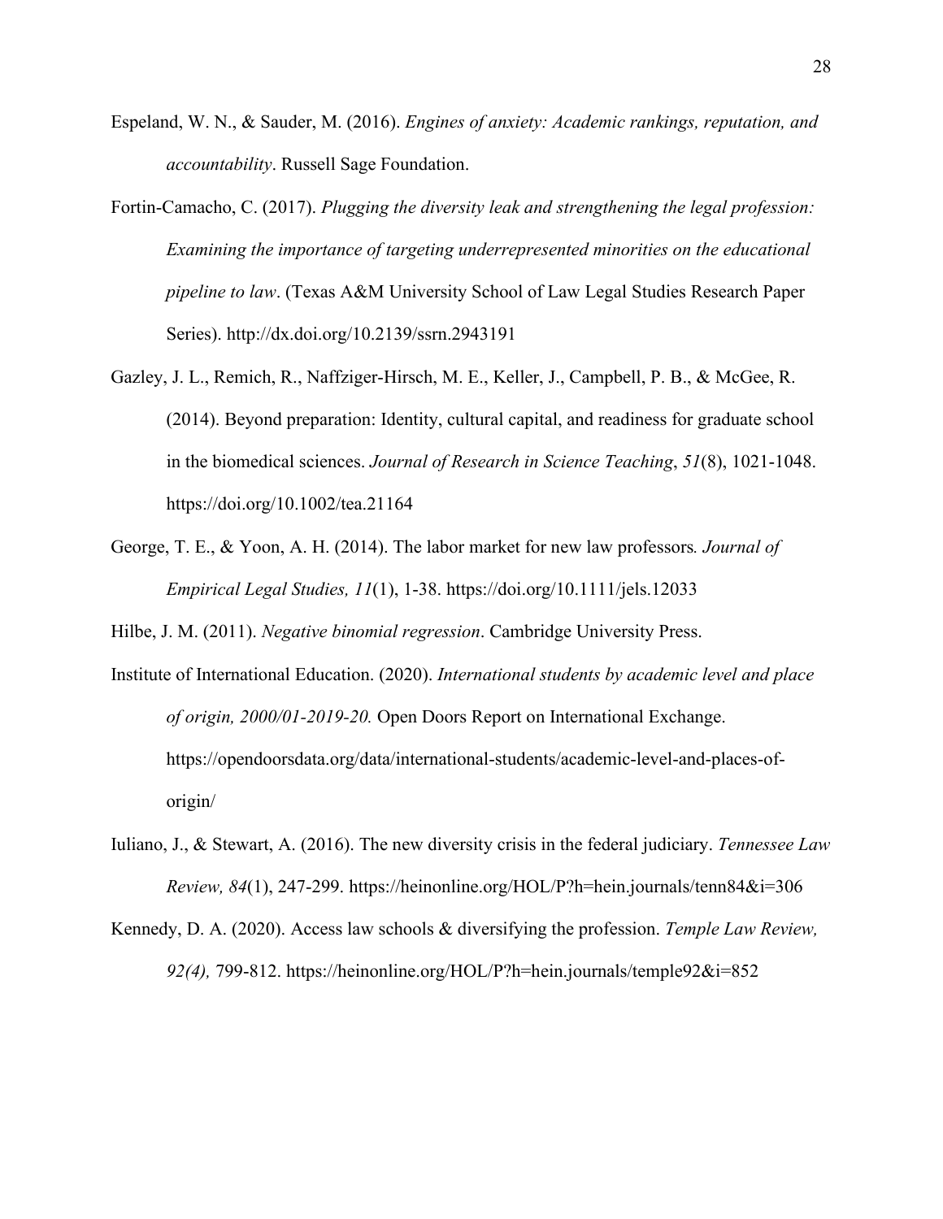Espeland, W. N., & Sauder, M. (2016). *Engines of anxiety: Academic rankings, reputation, and accountability*. Russell Sage Foundation.

Fortin-Camacho, C. (2017). *Plugging the diversity leak and strengthening the legal profession: Examining the importance of targeting underrepresented minorities on the educational pipeline to law*. (Texas A&M University School of Law Legal Studies Research Paper Series). http://dx.doi.org/10.2139/ssrn.2943191

Gazley, J. L., Remich, R., Naffziger-Hirsch, M. E., Keller, J., Campbell, P. B., & McGee, R. (2014). Beyond preparation: Identity, cultural capital, and readiness for graduate school in the biomedical sciences. *Journal of Research in Science Teaching*, *51*(8), 1021-1048. https://doi.org/10.1002/tea.21164

George, T. E., & Yoon, A. H. (2014). The labor market for new law professors*. Journal of Empirical Legal Studies, 11*(1), 1-38. https://doi.org/10.1111/jels.12033

Hilbe, J. M. (2011). *Negative binomial regression*. Cambridge University Press.

Institute of International Education. (2020). *International students by academic level and place of origin, 2000/01-2019-20.* Open Doors Report on International Exchange. https://opendoorsdata.org/data/international-students/academic-level-and-places-of-origin/

Iuliano, J., & Stewart, A. (2016). The new diversity crisis in the federal judiciary. *Tennessee Law Review, 84*(1), 247-299. https://heinonline.org/HOL/P?h=hein.journals/tenn84&i=306

Kennedy, D. A. (2020). Access law schools & diversifying the profession. *Temple Law Review, 92(4),* 799-812. https://heinonline.org/HOL/P?h=hein.journals/temple92&i=852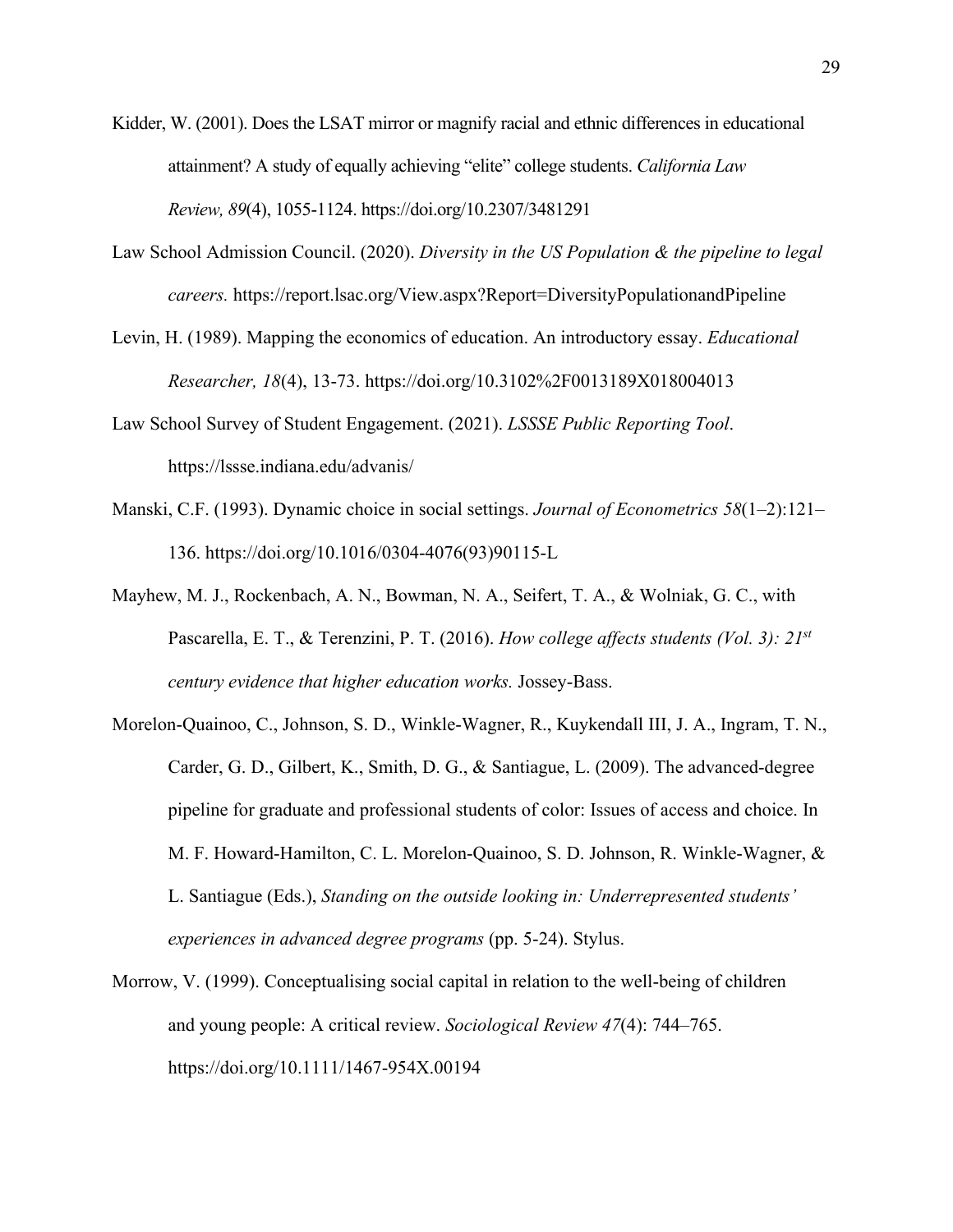Kidder, W. (2001). Does the LSAT mirror or magnify racial and ethnic differences in educational attainment? A study of equally achieving "elite" college students. *California Law Review, 89*(4), 1055-1124. https://doi.org/10.2307/3481291

Law School Admission Council. (2020). *Diversity in the US Population & the pipeline to legal careers.* https://report.lsac.org/View.aspx?Report=DiversityPopulationandPipeline

Levin, H. (1989). Mapping the economics of education. An introductory essay. *Educational Researcher, 18*(4), 13-73. https://doi.org/10.3102%2F0013189X018004013

Law School Survey of Student Engagement. (2021). *LSSSE Public Reporting Tool*. https://lssse.indiana.edu/advanis/

Manski, C.F. (1993). Dynamic choice in social settings. *Journal of Econometrics 58*(1–2):121–136. https://doi.org/10.1016/0304-4076(93)90115-L

Mayhew, M. J., Rockenbach, A. N., Bowman, N. A., Seifert, T. A., & Wolniak, G. C., with Pascarella, E. T., & Terenzini, P. T. (2016). *How college affects students (Vol. 3): 21st century evidence that higher education works.* Jossey-Bass.

Morelon-Quainoo, C., Johnson, S. D., Winkle-Wagner, R., Kuykendall III, J. A., Ingram, T. N., Carder, G. D., Gilbert, K., Smith, D. G., & Santiague, L. (2009). The advanced-degree pipeline for graduate and professional students of color: Issues of access and choice. In M. F. Howard-Hamilton, C. L. Morelon-Quainoo, S. D. Johnson, R. Winkle-Wagner, & L. Santiague (Eds.), *Standing on the outside looking in: Underrepresented students' experiences in advanced degree programs* (pp. 5-24). Stylus.

Morrow, V. (1999). Conceptualising social capital in relation to the well-being of children and young people: A critical review. *Sociological Review 47*(4): 744–765. https://doi.org/10.1111/1467-954X.00194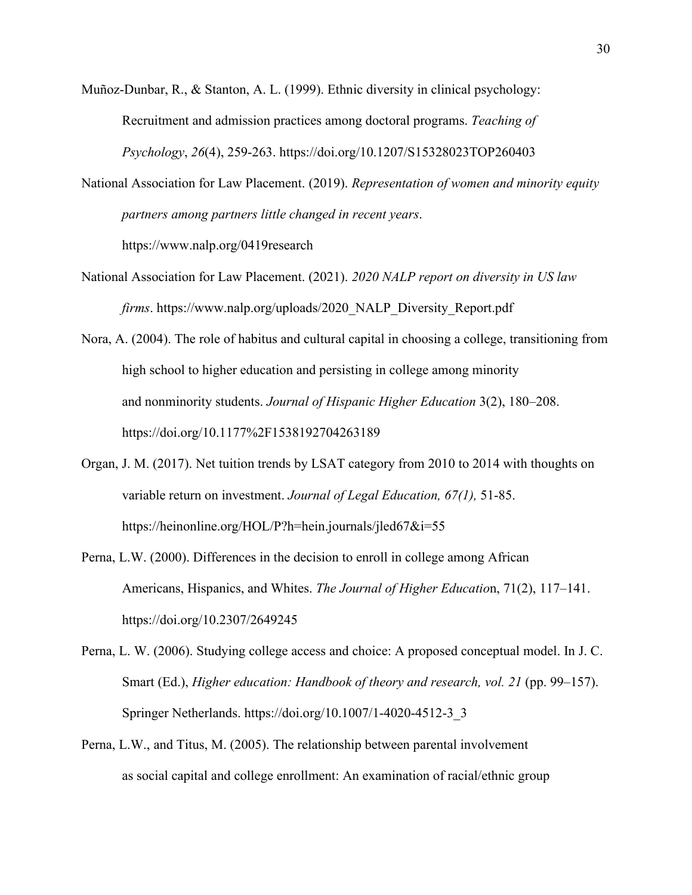Muñoz-Dunbar, R., & Stanton, A. L. (1999). Ethnic diversity in clinical psychology: Recruitment and admission practices among doctoral programs. *Teaching of Psychology*, *26*(4), 259-263. https://doi.org/10.1207/S15328023TOP260403

National Association for Law Placement. (2019). *Representation of women and minority equity partners among partners little changed in recent years*. https://www.nalp.org/0419research

National Association for Law Placement. (2021). *2020 NALP report on diversity in US law firms*. https://www.nalp.org/uploads/2020_NALP_Diversity_Report.pdf

Nora, A. (2004). The role of habitus and cultural capital in choosing a college, transitioning from high school to higher education and persisting in college among minority and nonminority students. *Journal of Hispanic Higher Education* 3(2), 180–208. https://doi.org/10.1177%2F1538192704263189

Organ, J. M. (2017). Net tuition trends by LSAT category from 2010 to 2014 with thoughts on variable return on investment. *Journal of Legal Education, 67(1),* 51-85. https://heinonline.org/HOL/P?h=hein.journals/jled67&i=55

Perna, L.W. (2000). Differences in the decision to enroll in college among African Americans, Hispanics, and Whites. *The Journal of Higher Educatio*n, 71(2), 117–141. https://doi.org/10.2307/2649245

Perna, L. W. (2006). Studying college access and choice: A proposed conceptual model. In J. C. Smart (Ed.), *Higher education: Handbook of theory and research, vol. 21* (pp. 99–157). Springer Netherlands. https://doi.org/10.1007/1-4020-4512-3_3

Perna, L.W., and Titus, M. (2005). The relationship between parental involvement as social capital and college enrollment: An examination of racial/ethnic group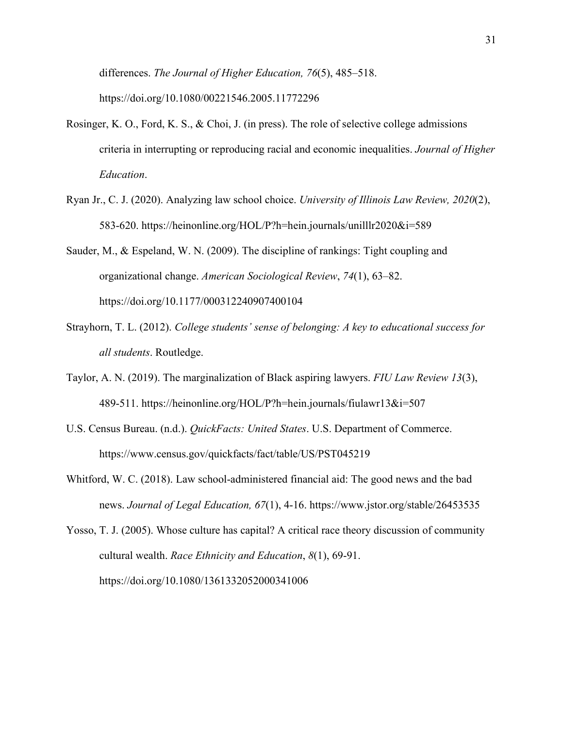differences. *The Journal of Higher Education, 76*(5), 485–518. https://doi.org/10.1080/00221546.2005.11772296

Rosinger, K. O., Ford, K. S., & Choi, J. (in press). The role of selective college admissions criteria in interrupting or reproducing racial and economic inequalities. *Journal of Higher Education*.

Ryan Jr., C. J. (2020). Analyzing law school choice. *University of Illinois Law Review, 2020*(2), 583-620. https://heinonline.org/HOL/P?h=hein.journals/unilllr2020&i=589

Sauder, M., & Espeland, W. N. (2009). The discipline of rankings: Tight coupling and organizational change. *American Sociological Review*, *74*(1), 63–82. https://doi.org/10.1177/000312240907400104

Strayhorn, T. L. (2012). *College students' sense of belonging: A key to educational success for all students*. Routledge.

Taylor, A. N. (2019). The marginalization of Black aspiring lawyers. *FIU Law Review 13*(3), 489-511. https://heinonline.org/HOL/P?h=hein.journals/fiulawr13&i=507

U.S. Census Bureau. (n.d.). *QuickFacts: United States*. U.S. Department of Commerce. https://www.census.gov/quickfacts/fact/table/US/PST045219

Whitford, W. C. (2018). Law school-administered financial aid: The good news and the bad news. *Journal of Legal Education, 67*(1), 4-16. https://www.jstor.org/stable/26453535

Yosso, T. J. (2005). Whose culture has capital? A critical race theory discussion of community cultural wealth. *Race Ethnicity and Education*, *8*(1), 69-91. https://doi.org/10.1080/1361332052000341006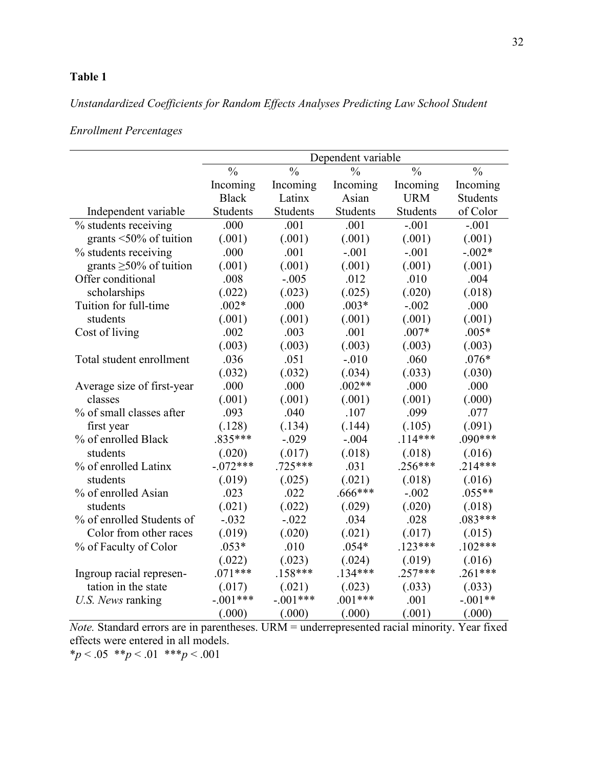**Table 1**

*Unstandardized Coefficients for Random Effects Analyses Predicting Law School Student Enrollment Percentages*

| | Dependent variable | | | | |
|---|---|---|---|---|---|
| Independent variable | % Incoming Black Students | % Incoming Latinx Students | % Incoming Asian Students | % Incoming URM Students | % Incoming Students of Color |
| % students receiving grants <50% of tuition | .000 (.001) | .001 (.001) | .001 (.001) | -.001 (.001) | -.001 (.001) |
| % students receiving grants ≥50% of tuition | .000 (.001) | .001 (.001) | -.001 (.001) | -.001 (.001) | -.002* (.001) |
| Offer conditional scholarships | .008 (.022) | -.005 (.023) | .012 (.025) | .010 (.020) | .004 (.018) |
| Tuition for full-time students | .002* (.001) | .000 (.001) | .003* (.001) | -.002 (.001) | .000 (.001) |
| Cost of living | .002 (.003) | .003 (.003) | .001 (.003) | .007* (.003) | .005* (.003) |
| Total student enrollment | .036 (.032) | .051 (.032) | -.010 (.034) | .060 (.033) | .076* (.030) |
| Average size of first-year classes | .000 (.001) | .000 (.001) | .002** (.001) | .000 (.001) | .000 (.000) |
| % of small classes after first year | .093 (.128) | .040 (.134) | .107 (.144) | .099 (.105) | .077 (.091) |
| % of enrolled Black students | .835*** (.020) | -.029 (.017) | -.004 (.018) | .114*** (.018) | .090*** (.016) |
| % of enrolled Latinx students | -.072*** (.019) | .725*** (.025) | .031 (.021) | .256*** (.018) | .214*** (.016) |
| % of enrolled Asian students | .023 (.021) | .022 (.022) | .666*** (.029) | -.002 (.020) | .055** (.018) |
| % of enrolled Students of Color from other races | -.032 (.019) | -.022 (.020) | .034 (.021) | .028 (.017) | .083*** (.015) |
| % of Faculty of Color | .053* (.022) | .010 (.023) | .054* (.024) | .123*** (.019) | .102*** (.016) |
| Ingroup racial representation in the state | .071*** (.017) | .158*** (.021) | .134*** (.023) | .257*** (.033) | .261*** (.033) |
| *U.S. News* ranking | -.001*** (.000) | -.001*** (.000) | .001*** (.000) | .001 (.001) | -.001** (.000) |

*Note.* Standard errors are in parentheses. URM = underrepresented racial minority. Year fixed effects were entered in all models.

*$p < .05$ **$p < .01$ ***$p < .001$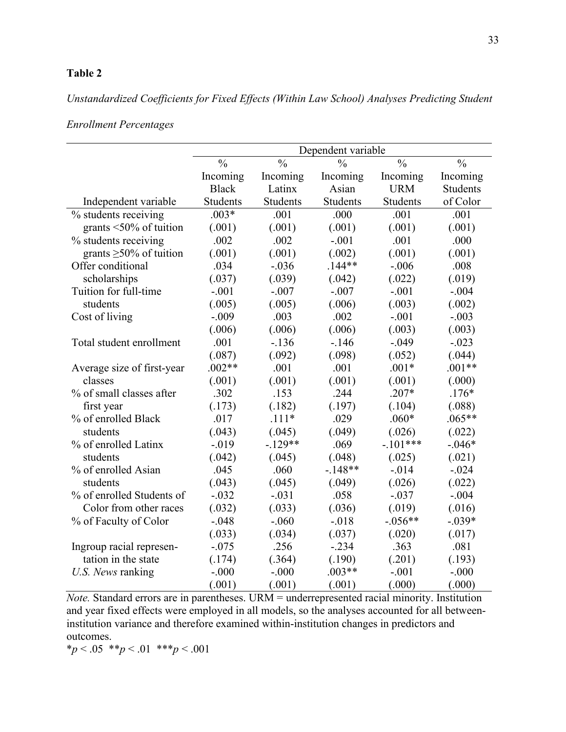**Table 2**

*Unstandardized Coefficients for Fixed Effects (Within Law School) Analyses Predicting Student Enrollment Percentages*

| | Dependent variable | | | | |
|---|---|---|---|---|---|
| Independent variable | % Incoming Black Students | % Incoming Latinx Students | % Incoming Asian Students | % Incoming URM Students | % Incoming Students of Color |
| % students receiving grants <50% of tuition | .003* | .001 | .000 | .001 | .001 |
| | (.001) | (.001) | (.001) | (.001) | (.001) |
| % students receiving grants ≥50% of tuition | .002 | .002 | -.001 | .001 | .000 |
| | (.001) | (.001) | (.002) | (.001) | (.001) |
| Offer conditional scholarships | .034 | -.036 | .144** | -.006 | .008 |
| | (.037) | (.039) | (.042) | (.022) | (.019) |
| Tuition for full-time students | -.001 | -.007 | -.007 | -.001 | -.004 |
| | (.005) | (.005) | (.006) | (.003) | (.002) |
| Cost of living | -.009 | .003 | .002 | -.001 | -.003 |
| | (.006) | (.006) | (.006) | (.003) | (.003) |
| Total student enrollment | .001 | -.136 | -.146 | -.049 | -.023 |
| | (.087) | (.092) | (.098) | (.052) | (.044) |
| Average size of first-year classes | .002** | .001 | .001 | .001* | .001** |
| | (.001) | (.001) | (.001) | (.001) | (.000) |
| % of small classes after first year | .302 | .153 | .244 | .207* | .176* |
| | (.173) | (.182) | (.197) | (.104) | (.088) |
| % of enrolled Black students | .017 | .111* | .029 | .060* | .065** |
| | (.043) | (.045) | (.049) | (.026) | (.022) |
| % of enrolled Latinx students | -.019 | -.129** | .069 | -.101*** | -.046* |
| | (.042) | (.045) | (.048) | (.025) | (.021) |
| % of enrolled Asian students | .045 | .060 | -.148** | -.014 | -.024 |
| | (.043) | (.045) | (.049) | (.026) | (.022) |
| % of enrolled Students of Color from other races | -.032 | -.031 | .058 | -.037 | -.004 |
| | (.032) | (.033) | (.036) | (.019) | (.016) |
| % of Faculty of Color | -.048 | -.060 | -.018 | -.056** | -.039* |
| | (.033) | (.034) | (.037) | (.020) | (.017) |
| Ingroup racial representation in the state | -.075 | .256 | -.234 | .363 | .081 |
| | (.174) | (.364) | (.190) | (.201) | (.193) |
| *U.S. News* ranking | -.000 | -.000 | .003** | -.001 | -.000 |
| | (.001) | (.001) | (.001) | (.000) | (.000) |

*Note.* Standard errors are in parentheses. URM = underrepresented racial minority. Institution and year fixed effects were employed in all models, so the analyses accounted for all between-institution variance and therefore examined within-institution changes in predictors and outcomes.

$^{*}p < .05$ $^{**}p < .01$ $^{***}p < .001$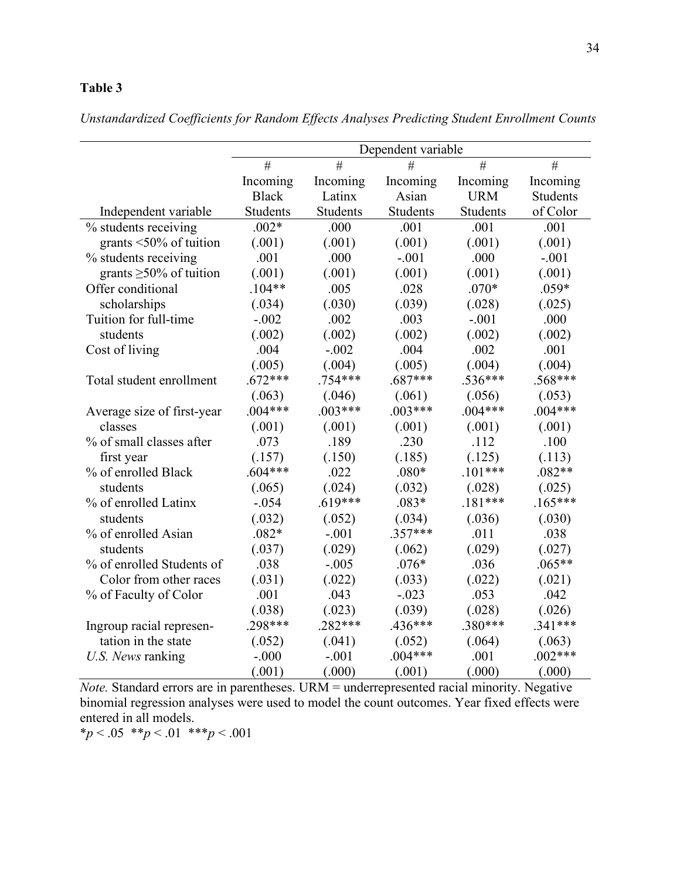**Table 3**

*Unstandardized Coefficients for Random Effects Analyses Predicting Student Enrollment Counts*

| | Dependent variable | | | | |
|---|---|---|---|---|---|
| Independent variable | # Incoming Black Students | # Incoming Latinx Students | # Incoming Asian Students | # Incoming URM Students | # Incoming Students of Color |
| % students receiving grants <50% of tuition | .002* | .000 | .001 | .001 | .001 |
| | (.001) | (.001) | (.001) | (.001) | (.001) |
| % students receiving grants ≥50% of tuition | .001 | .000 | -.001 | .000 | -.001 |
| | (.001) | (.001) | (.001) | (.001) | (.001) |
| Offer conditional scholarships | .104** | .005 | .028 | .070* | .059* |
| | (.034) | (.030) | (.039) | (.028) | (.025) |
| Tuition for full-time students | -.002 | .002 | .003 | -.001 | .000 |
| | (.002) | (.002) | (.002) | (.002) | (.002) |
| Cost of living | .004 | -.002 | .004 | .002 | .001 |
| | (.005) | (.004) | (.005) | (.004) | (.004) |
| Total student enrollment | .672*** | .754*** | .687*** | .536*** | .568*** |
| | (.063) | (.046) | (.061) | (.056) | (.053) |
| Average size of first-year classes | .004*** | .003*** | .003*** | .004*** | .004*** |
| | (.001) | (.001) | (.001) | (.001) | (.001) |
| % of small classes after first year | .073 | .189 | .230 | .112 | .100 |
| | (.157) | (.150) | (.185) | (.125) | (.113) |
| % of enrolled Black students | .604*** | .022 | .080* | .101*** | .082** |
| | (.065) | (.024) | (.032) | (.028) | (.025) |
| % of enrolled Latinx students | -.054 | .619*** | .083* | .181*** | .165*** |
| | (.032) | (.052) | (.034) | (.036) | (.030) |
| % of enrolled Asian students | .082* | -.001 | .357*** | .011 | .038 |
| | (.037) | (.029) | (.062) | (.029) | (.027) |
| % of enrolled Students of Color from other races | .038 | -.005 | .076* | .036 | .065** |
| | (.031) | (.022) | (.033) | (.022) | (.021) |
| % of Faculty of Color | .001 | .043 | -.023 | .053 | .042 |
| | (.038) | (.023) | (.039) | (.028) | (.026) |
| Ingroup racial representation in the state | .298*** | .282*** | .436*** | .380*** | .341*** |
| | (.052) | (.041) | (.052) | (.064) | (.063) |
| *U.S. News* ranking | -.000 | -.001 | .004*** | .001 | .002*** |
| | (.001) | (.000) | (.001) | (.000) | (.000) |

*Note.* Standard errors are in parentheses. URM = underrepresented racial minority. Negative binomial regression analyses were used to model the count outcomes. Year fixed effects were entered in all models.

*$p < .05$ **$p < .01$ ***$p < .001$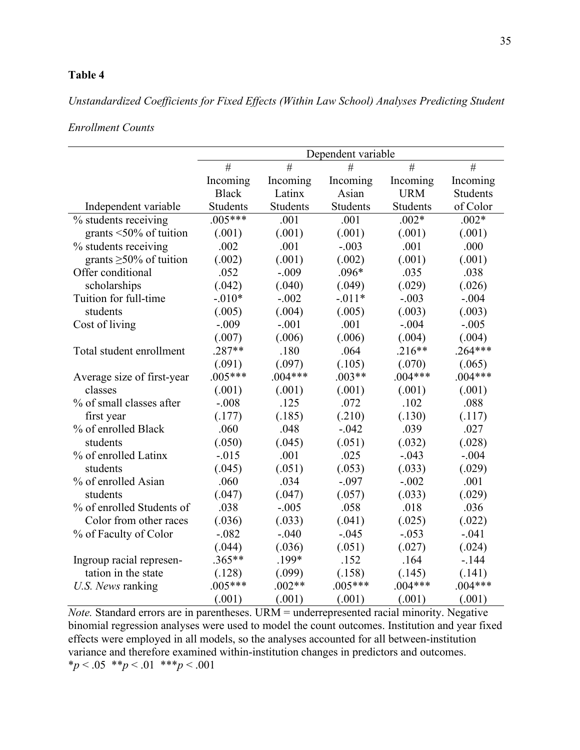**Table 4**

*Unstandardized Coefficients for Fixed Effects (Within Law School) Analyses Predicting Student Enrollment Counts*

| | Dependent variable | | | | |
|---|---|---|---|---|---|
| Independent variable | # Incoming Black Students | # Incoming Latinx Students | # Incoming Asian Students | # Incoming URM Students | # Incoming Students of Color |
| % students receiving grants <50% of tuition | .005*** | .001 | .001 | .002* | .002* |
| | (.001) | (.001) | (.001) | (.001) | (.001) |
| % students receiving grants ≥50% of tuition | .002 | .001 | -.003 | .001 | .000 |
| | (.002) | (.001) | (.002) | (.001) | (.001) |
| Offer conditional scholarships | .052 | -.009 | .096* | .035 | .038 |
| | (.042) | (.040) | (.049) | (.029) | (.026) |
| Tuition for full-time students | -.010* | -.002 | -.011* | -.003 | -.004 |
| | (.005) | (.004) | (.005) | (.003) | (.003) |
| Cost of living | -.009 | -.001 | .001 | -.004 | -.005 |
| | (.007) | (.006) | (.006) | (.004) | (.004) |
| Total student enrollment | .287** | .180 | .064 | .216** | .264*** |
| | (.091) | (.097) | (.105) | (.070) | (.065) |
| Average size of first-year classes | .005*** | .004*** | .003** | .004*** | .004*** |
| | (.001) | (.001) | (.001) | (.001) | (.001) |
| % of small classes after first year | -.008 | .125 | .072 | .102 | .088 |
| | (.177) | (.185) | (.210) | (.130) | (.117) |
| % of enrolled Black students | .060 | .048 | -.042 | .039 | .027 |
| | (.050) | (.045) | (.051) | (.032) | (.028) |
| % of enrolled Latinx students | -.015 | .001 | .025 | -.043 | -.004 |
| | (.045) | (.051) | (.053) | (.033) | (.029) |
| % of enrolled Asian students | .060 | .034 | -.097 | -.002 | .001 |
| | (.047) | (.047) | (.057) | (.033) | (.029) |
| % of enrolled Students of Color from other races | .038 | -.005 | .058 | .018 | .036 |
| | (.036) | (.033) | (.041) | (.025) | (.022) |
| % of Faculty of Color | -.082 | -.040 | -.045 | -.053 | -.041 |
| | (.044) | (.036) | (.051) | (.027) | (.024) |
| Ingroup racial representation in the state | .365** | .199* | .152 | .164 | -.144 |
| | (.128) | (.099) | (.158) | (.145) | (.141) |
| *U.S. News* ranking | .005*** | .002** | .005*** | .004*** | .004*** |
| | (.001) | (.001) | (.001) | (.001) | (.001) |

*Note.* Standard errors are in parentheses. URM = underrepresented racial minority. Negative binomial regression analyses were used to model the count outcomes. Institution and year fixed effects were employed in all models, so the analyses accounted for all between-institution variance and therefore examined within-institution changes in predictors and outcomes.
*$p < .05$ **$p < .01$ ***$p < .001$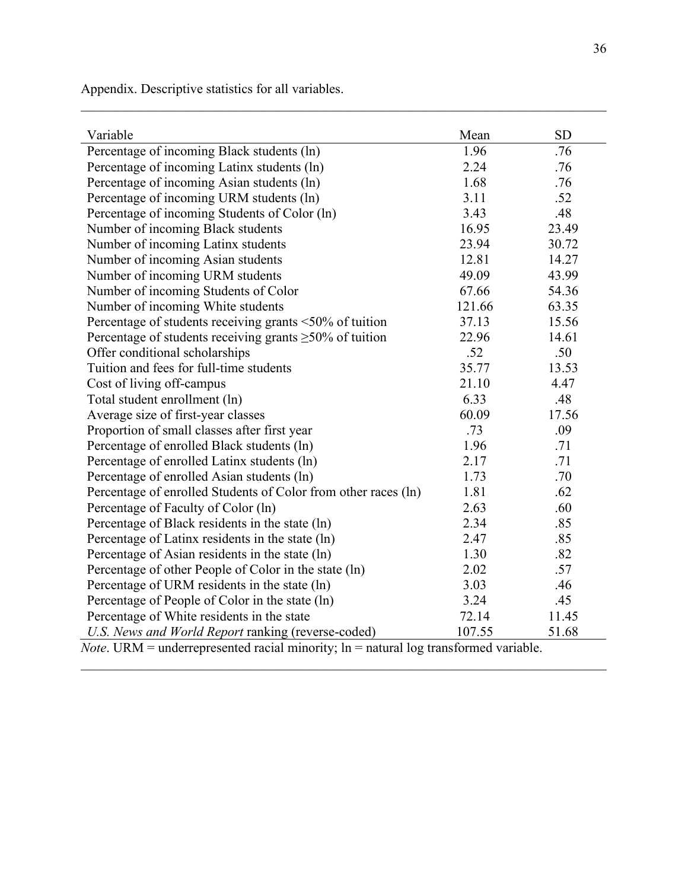Appendix. Descriptive statistics for all variables.

| Variable | Mean | SD |
|---|---|---|
| Percentage of incoming Black students (ln) | 1.96 | .76 |
| Percentage of incoming Latinx students (ln) | 2.24 | .76 |
| Percentage of incoming Asian students (ln) | 1.68 | .76 |
| Percentage of incoming URM students (ln) | 3.11 | .52 |
| Percentage of incoming Students of Color (ln) | 3.43 | .48 |
| Number of incoming Black students | 16.95 | 23.49 |
| Number of incoming Latinx students | 23.94 | 30.72 |
| Number of incoming Asian students | 12.81 | 14.27 |
| Number of incoming URM students | 49.09 | 43.99 |
| Number of incoming Students of Color | 67.66 | 54.36 |
| Number of incoming White students | 121.66 | 63.35 |
| Percentage of students receiving grants <50% of tuition | 37.13 | 15.56 |
| Percentage of students receiving grants ≥50% of tuition | 22.96 | 14.61 |
| Offer conditional scholarships | .52 | .50 |
| Tuition and fees for full-time students | 35.77 | 13.53 |
| Cost of living off-campus | 21.10 | 4.47 |
| Total student enrollment (ln) | 6.33 | .48 |
| Average size of first-year classes | 60.09 | 17.56 |
| Proportion of small classes after first year | .73 | .09 |
| Percentage of enrolled Black students (ln) | 1.96 | .71 |
| Percentage of enrolled Latinx students (ln) | 2.17 | .71 |
| Percentage of enrolled Asian students (ln) | 1.73 | .70 |
| Percentage of enrolled Students of Color from other races (ln) | 1.81 | .62 |
| Percentage of Faculty of Color (ln) | 2.63 | .60 |
| Percentage of Black residents in the state (ln) | 2.34 | .85 |
| Percentage of Latinx residents in the state (ln) | 2.47 | .85 |
| Percentage of Asian residents in the state (ln) | 1.30 | .82 |
| Percentage of other People of Color in the state (ln) | 2.02 | .57 |
| Percentage of URM residents in the state (ln) | 3.03 | .46 |
| Percentage of People of Color in the state (ln) | 3.24 | .45 |
| Percentage of White residents in the state | 72.14 | 11.45 |
| *U.S. News and World Report* ranking (reverse-coded) | 107.55 | 51.68 |

*Note*. URM = underrepresented racial minority; ln = natural log transformed variable.